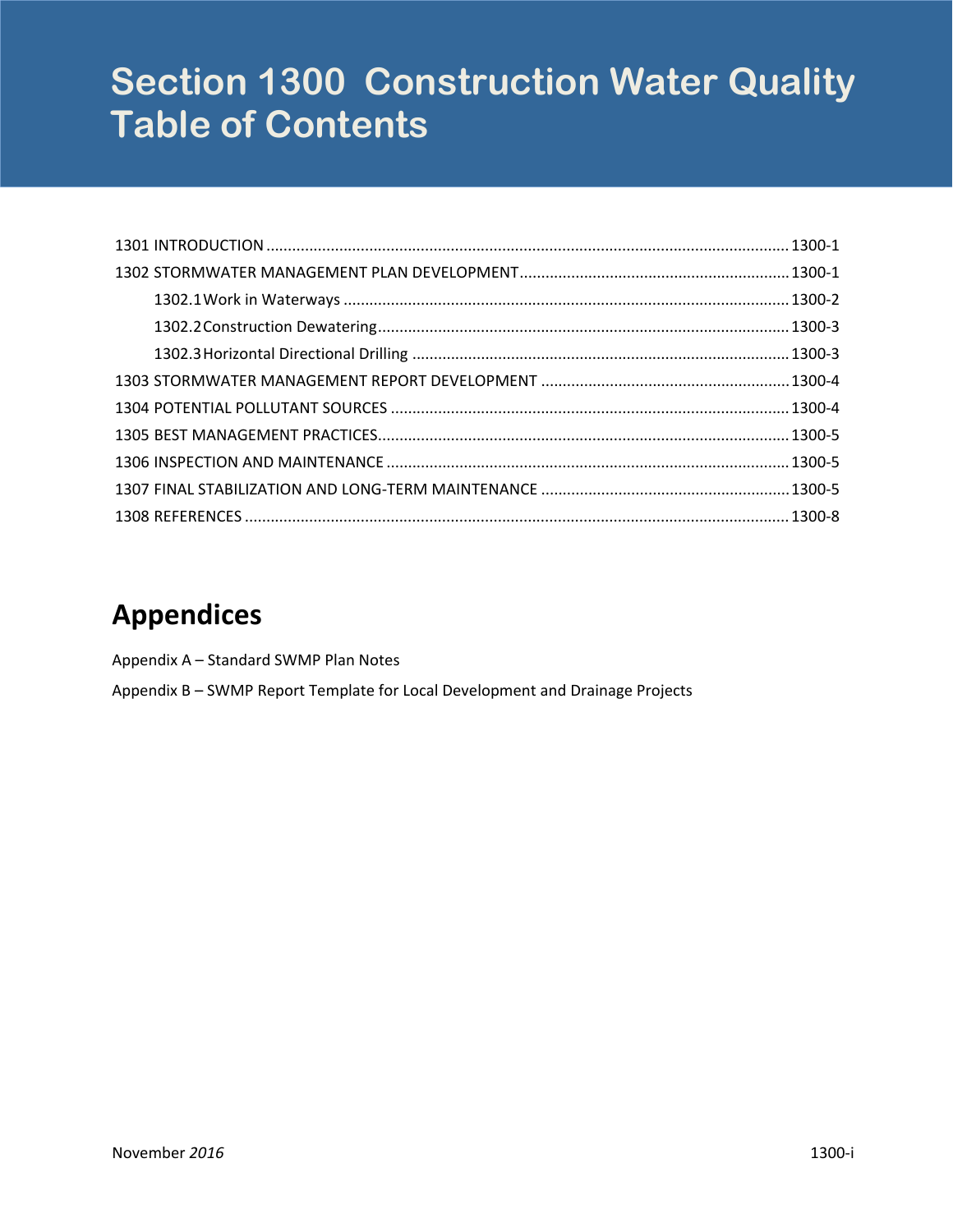# Section 1300 Construction Water Quality
# Table of Contents

1301 INTRODUCTION ........ 1300-1

1302 STORMWATER MANAGEMENT PLAN DEVELOPMENT ........ 1300-1

- 1302.1 Work in Waterways ........ 1300-2
- 1302.2 Construction Dewatering ........ 1300-3
- 1302.3 Horizontal Directional Drilling ........ 1300-3

1303 STORMWATER MANAGEMENT REPORT DEVELOPMENT ........ 1300-4

1304 POTENTIAL POLLUTANT SOURCES ........ 1300-4

1305 BEST MANAGEMENT PRACTICES ........ 1300-5

1306 INSPECTION AND MAINTENANCE ........ 1300-5

1307 FINAL STABILIZATION AND LONG-TERM MAINTENANCE ........ 1300-5

1308 REFERENCES ........ 1300-8

## Appendices

Appendix A – Standard SWMP Plan Notes

Appendix B – SWMP Report Template for Local Development and Drainage Projects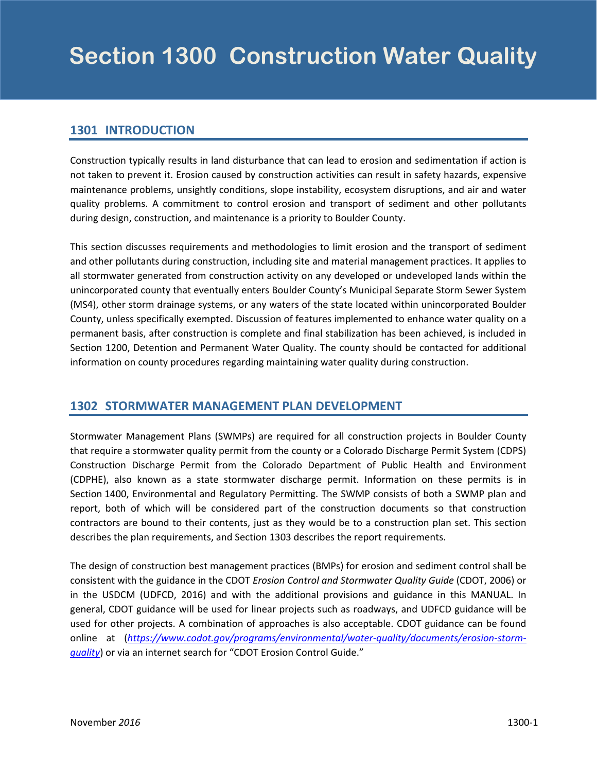# Section 1300 Construction Water Quality

## 1301 INTRODUCTION

Construction typically results in land disturbance that can lead to erosion and sedimentation if action is not taken to prevent it. Erosion caused by construction activities can result in safety hazards, expensive maintenance problems, unsightly conditions, slope instability, ecosystem disruptions, and air and water quality problems. A commitment to control erosion and transport of sediment and other pollutants during design, construction, and maintenance is a priority to Boulder County.

This section discusses requirements and methodologies to limit erosion and the transport of sediment and other pollutants during construction, including site and material management practices. It applies to all stormwater generated from construction activity on any developed or undeveloped lands within the unincorporated county that eventually enters Boulder County's Municipal Separate Storm Sewer System (MS4), other storm drainage systems, or any waters of the state located within unincorporated Boulder County, unless specifically exempted. Discussion of features implemented to enhance water quality on a permanent basis, after construction is complete and final stabilization has been achieved, is included in Section 1200, Detention and Permanent Water Quality. The county should be contacted for additional information on county procedures regarding maintaining water quality during construction.

## 1302 STORMWATER MANAGEMENT PLAN DEVELOPMENT

Stormwater Management Plans (SWMPs) are required for all construction projects in Boulder County that require a stormwater quality permit from the county or a Colorado Discharge Permit System (CDPS) Construction Discharge Permit from the Colorado Department of Public Health and Environment (CDPHE), also known as a state stormwater discharge permit. Information on these permits is in Section 1400, Environmental and Regulatory Permitting. The SWMP consists of both a SWMP plan and report, both of which will be considered part of the construction documents so that construction contractors are bound to their contents, just as they would be to a construction plan set. This section describes the plan requirements, and Section 1303 describes the report requirements.

The design of construction best management practices (BMPs) for erosion and sediment control shall be consistent with the guidance in the CDOT *Erosion Control and Stormwater Quality Guide* (CDOT, 2006) or in the USDCM (UDFCD, 2016) and with the additional provisions and guidance in this MANUAL. In general, CDOT guidance will be used for linear projects such as roadways, and UDFCD guidance will be used for other projects. A combination of approaches is also acceptable. CDOT guidance can be found online at (*https://www.codot.gov/programs/environmental/water-quality/documents/erosion-storm-quality*) or via an internet search for "CDOT Erosion Control Guide."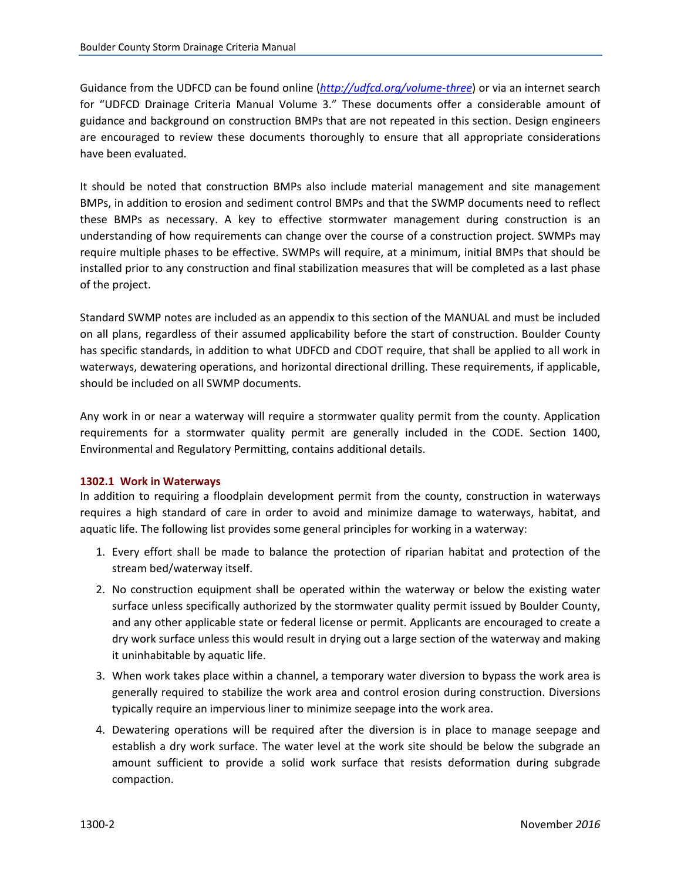Guidance from the UDFCD can be found online (*http://udfcd.org/volume-three*) or via an internet search for “UDFCD Drainage Criteria Manual Volume 3.” These documents offer a considerable amount of guidance and background on construction BMPs that are not repeated in this section. Design engineers are encouraged to review these documents thoroughly to ensure that all appropriate considerations have been evaluated.

It should be noted that construction BMPs also include material management and site management BMPs, in addition to erosion and sediment control BMPs and that the SWMP documents need to reflect these BMPs as necessary. A key to effective stormwater management during construction is an understanding of how requirements can change over the course of a construction project. SWMPs may require multiple phases to be effective. SWMPs will require, at a minimum, initial BMPs that should be installed prior to any construction and final stabilization measures that will be completed as a last phase of the project.

Standard SWMP notes are included as an appendix to this section of the MANUAL and must be included on all plans, regardless of their assumed applicability before the start of construction. Boulder County has specific standards, in addition to what UDFCD and CDOT require, that shall be applied to all work in waterways, dewatering operations, and horizontal directional drilling. These requirements, if applicable, should be included on all SWMP documents.

Any work in or near a waterway will require a stormwater quality permit from the county. Application requirements for a stormwater quality permit are generally included in the CODE. Section 1400, Environmental and Regulatory Permitting, contains additional details.

### 1302.1 Work in Waterways

In addition to requiring a floodplain development permit from the county, construction in waterways requires a high standard of care in order to avoid and minimize damage to waterways, habitat, and aquatic life. The following list provides some general principles for working in a waterway:

1. Every effort shall be made to balance the protection of riparian habitat and protection of the stream bed/waterway itself.
2. No construction equipment shall be operated within the waterway or below the existing water surface unless specifically authorized by the stormwater quality permit issued by Boulder County, and any other applicable state or federal license or permit. Applicants are encouraged to create a dry work surface unless this would result in drying out a large section of the waterway and making it uninhabitable by aquatic life.
3. When work takes place within a channel, a temporary water diversion to bypass the work area is generally required to stabilize the work area and control erosion during construction. Diversions typically require an impervious liner to minimize seepage into the work area.
4. Dewatering operations will be required after the diversion is in place to manage seepage and establish a dry work surface. The water level at the work site should be below the subgrade an amount sufficient to provide a solid work surface that resists deformation during subgrade compaction.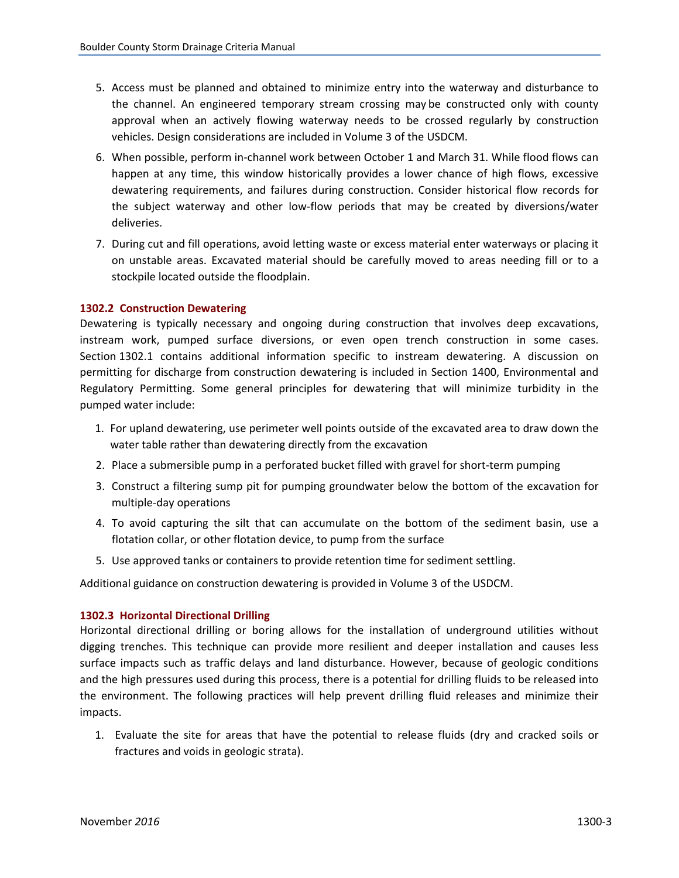5. Access must be planned and obtained to minimize entry into the waterway and disturbance to the channel. An engineered temporary stream crossing may be constructed only with county approval when an actively flowing waterway needs to be crossed regularly by construction vehicles. Design considerations are included in Volume 3 of the USDCM.
6. When possible, perform in-channel work between October 1 and March 31. While flood flows can happen at any time, this window historically provides a lower chance of high flows, excessive dewatering requirements, and failures during construction. Consider historical flow records for the subject waterway and other low-flow periods that may be created by diversions/water deliveries.
7. During cut and fill operations, avoid letting waste or excess material enter waterways or placing it on unstable areas. Excavated material should be carefully moved to areas needing fill or to a stockpile located outside the floodplain.

### 1302.2 Construction Dewatering

Dewatering is typically necessary and ongoing during construction that involves deep excavations, instream work, pumped surface diversions, or even open trench construction in some cases. Section 1302.1 contains additional information specific to instream dewatering. A discussion on permitting for discharge from construction dewatering is included in Section 1400, Environmental and Regulatory Permitting. Some general principles for dewatering that will minimize turbidity in the pumped water include:

1. For upland dewatering, use perimeter well points outside of the excavated area to draw down the water table rather than dewatering directly from the excavation
2. Place a submersible pump in a perforated bucket filled with gravel for short-term pumping
3. Construct a filtering sump pit for pumping groundwater below the bottom of the excavation for multiple-day operations
4. To avoid capturing the silt that can accumulate on the bottom of the sediment basin, use a flotation collar, or other flotation device, to pump from the surface
5. Use approved tanks or containers to provide retention time for sediment settling.

Additional guidance on construction dewatering is provided in Volume 3 of the USDCM.

### 1302.3 Horizontal Directional Drilling

Horizontal directional drilling or boring allows for the installation of underground utilities without digging trenches. This technique can provide more resilient and deeper installation and causes less surface impacts such as traffic delays and land disturbance. However, because of geologic conditions and the high pressures used during this process, there is a potential for drilling fluids to be released into the environment. The following practices will help prevent drilling fluid releases and minimize their impacts.

1. Evaluate the site for areas that have the potential to release fluids (dry and cracked soils or fractures and voids in geologic strata).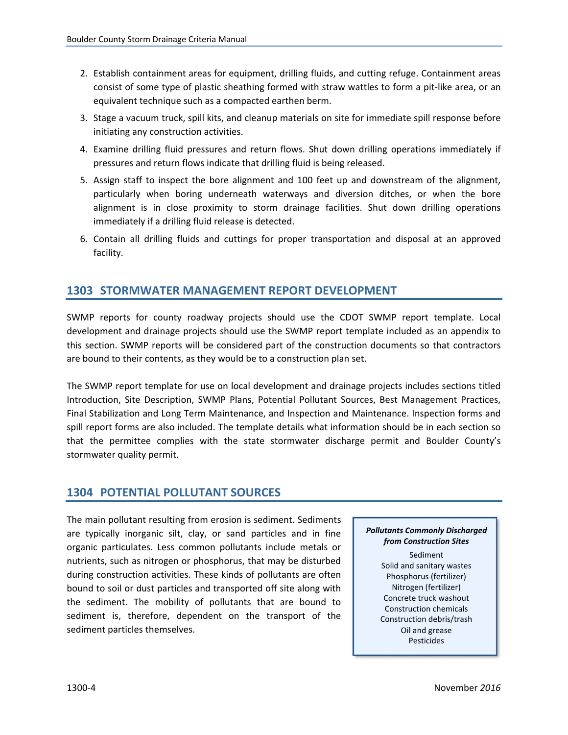2. Establish containment areas for equipment, drilling fluids, and cutting refuge. Containment areas consist of some type of plastic sheathing formed with straw wattles to form a pit-like area, or an equivalent technique such as a compacted earthen berm.
3. Stage a vacuum truck, spill kits, and cleanup materials on site for immediate spill response before initiating any construction activities.
4. Examine drilling fluid pressures and return flows. Shut down drilling operations immediately if pressures and return flows indicate that drilling fluid is being released.
5. Assign staff to inspect the bore alignment and 100 feet up and downstream of the alignment, particularly when boring underneath waterways and diversion ditches, or when the bore alignment is in close proximity to storm drainage facilities. Shut down drilling operations immediately if a drilling fluid release is detected.
6. Contain all drilling fluids and cuttings for proper transportation and disposal at an approved facility.

## 1303 STORMWATER MANAGEMENT REPORT DEVELOPMENT

SWMP reports for county roadway projects should use the CDOT SWMP report template. Local development and drainage projects should use the SWMP report template included as an appendix to this section. SWMP reports will be considered part of the construction documents so that contractors are bound to their contents, as they would be to a construction plan set.

The SWMP report template for use on local development and drainage projects includes sections titled Introduction, Site Description, SWMP Plans, Potential Pollutant Sources, Best Management Practices, Final Stabilization and Long Term Maintenance, and Inspection and Maintenance. Inspection forms and spill report forms are also included. The template details what information should be in each section so that the permittee complies with the state stormwater discharge permit and Boulder County's stormwater quality permit.

## 1304 POTENTIAL POLLUTANT SOURCES

The main pollutant resulting from erosion is sediment. Sediments are typically inorganic silt, clay, or sand particles and in fine organic particulates. Less common pollutants include metals or nutrients, such as nitrogen or phosphorus, that may be disturbed during construction activities. These kinds of pollutants are often bound to soil or dust particles and transported off site along with the sediment. The mobility of pollutants that are bound to sediment is, therefore, dependent on the transport of the sediment particles themselves.

> ***Pollutants Commonly Discharged from Construction Sites***
>
> Sediment
> Solid and sanitary wastes
> Phosphorus (fertilizer)
> Nitrogen (fertilizer)
> Concrete truck washout
> Construction chemicals
> Construction debris/trash
> Oil and grease
> Pesticides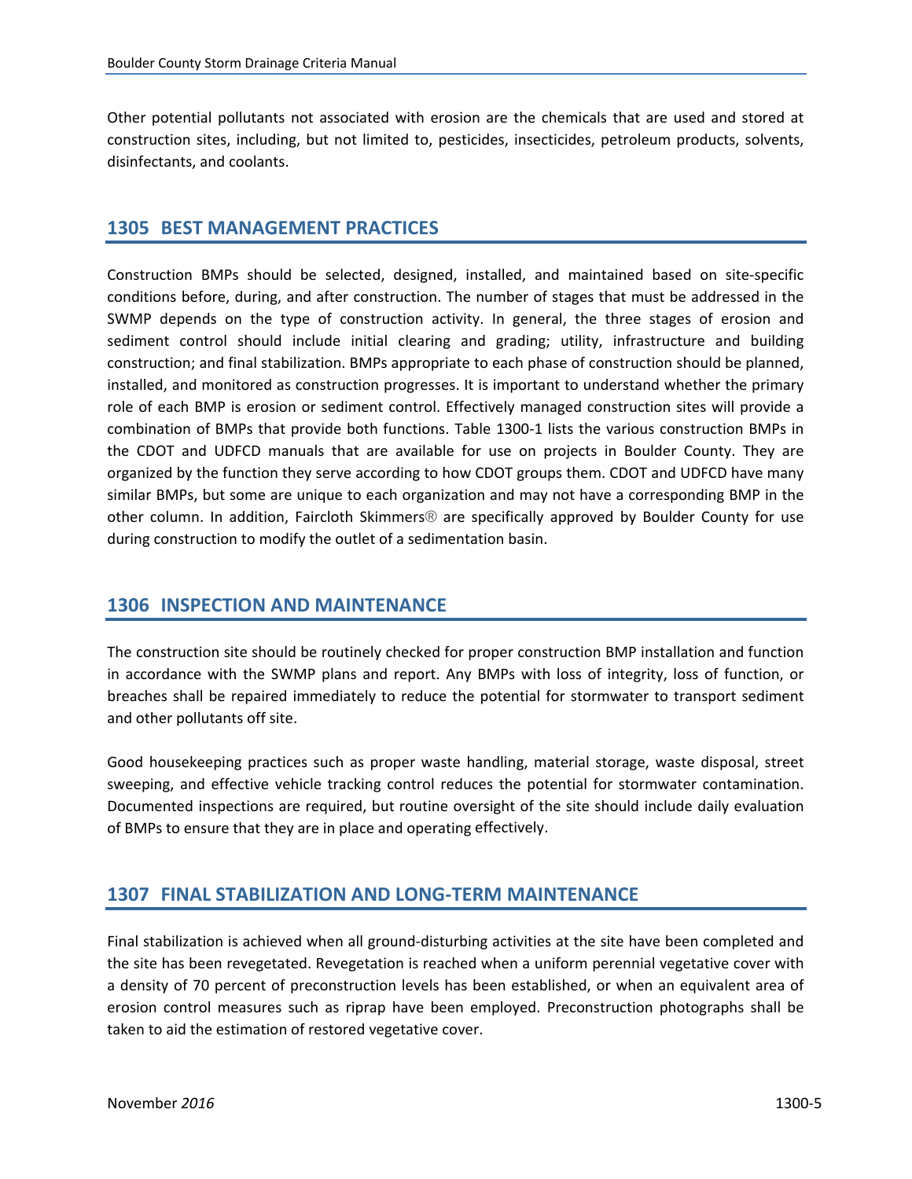Other potential pollutants not associated with erosion are the chemicals that are used and stored at construction sites, including, but not limited to, pesticides, insecticides, petroleum products, solvents, disinfectants, and coolants.

## 1305 BEST MANAGEMENT PRACTICES

Construction BMPs should be selected, designed, installed, and maintained based on site-specific conditions before, during, and after construction. The number of stages that must be addressed in the SWMP depends on the type of construction activity. In general, the three stages of erosion and sediment control should include initial clearing and grading; utility, infrastructure and building construction; and final stabilization. BMPs appropriate to each phase of construction should be planned, installed, and monitored as construction progresses. It is important to understand whether the primary role of each BMP is erosion or sediment control. Effectively managed construction sites will provide a combination of BMPs that provide both functions. Table 1300-1 lists the various construction BMPs in the CDOT and UDFCD manuals that are available for use on projects in Boulder County. They are organized by the function they serve according to how CDOT groups them. CDOT and UDFCD have many similar BMPs, but some are unique to each organization and may not have a corresponding BMP in the other column. In addition, Faircloth Skimmers® are specifically approved by Boulder County for use during construction to modify the outlet of a sedimentation basin.

## 1306 INSPECTION AND MAINTENANCE

The construction site should be routinely checked for proper construction BMP installation and function in accordance with the SWMP plans and report. Any BMPs with loss of integrity, loss of function, or breaches shall be repaired immediately to reduce the potential for stormwater to transport sediment and other pollutants off site.

Good housekeeping practices such as proper waste handling, material storage, waste disposal, street sweeping, and effective vehicle tracking control reduces the potential for stormwater contamination. Documented inspections are required, but routine oversight of the site should include daily evaluation of BMPs to ensure that they are in place and operating effectively.

## 1307 FINAL STABILIZATION AND LONG-TERM MAINTENANCE

Final stabilization is achieved when all ground-disturbing activities at the site have been completed and the site has been revegetated. Revegetation is reached when a uniform perennial vegetative cover with a density of 70 percent of preconstruction levels has been established, or when an equivalent area of erosion control measures such as riprap have been employed. Preconstruction photographs shall be taken to aid the estimation of restored vegetative cover.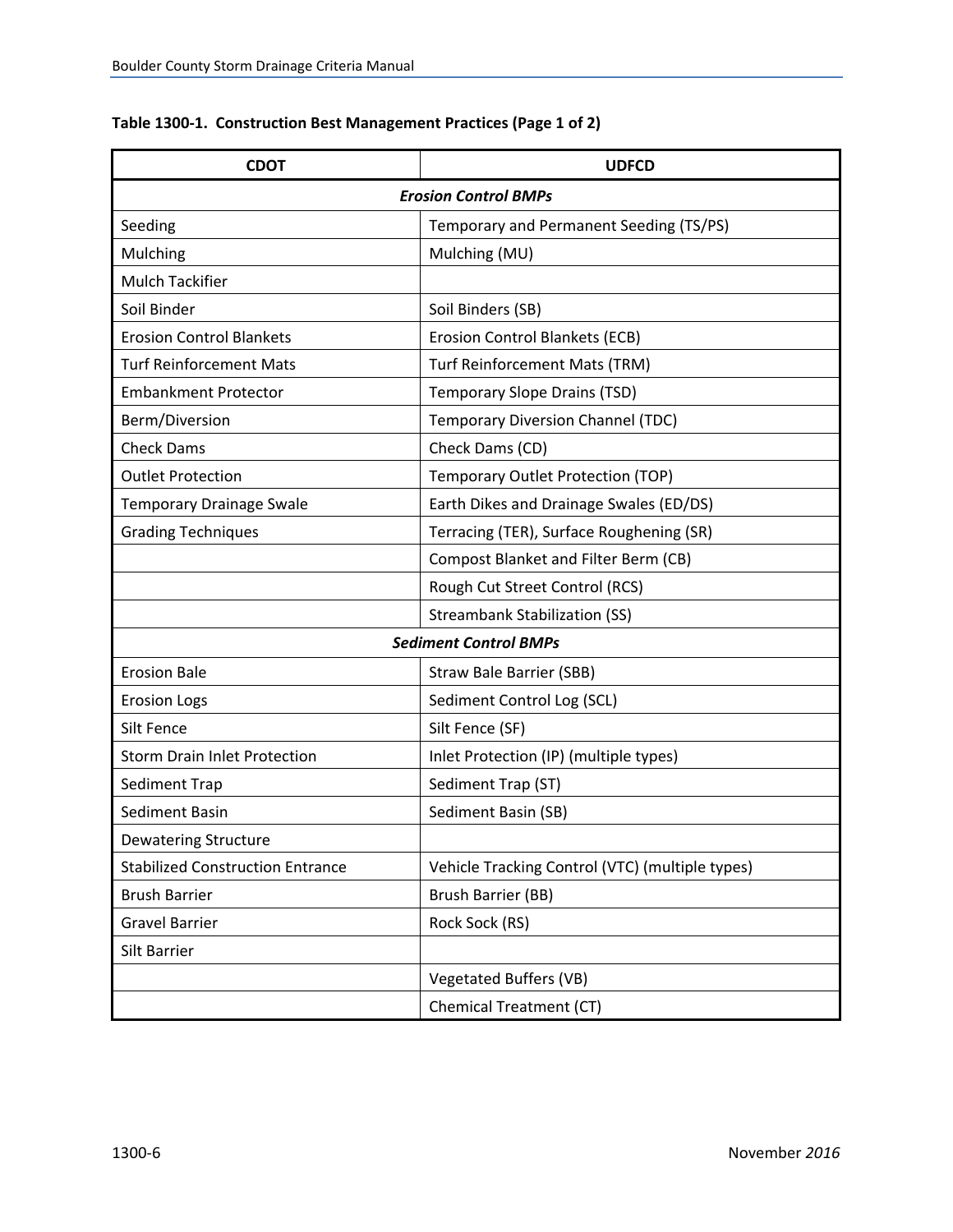**Table 1300-1. Construction Best Management Practices (Page 1 of 2)**

| CDOT | UDFCD |
|---|---|
| ***Erosion Control BMPs*** | |
| Seeding | Temporary and Permanent Seeding (TS/PS) |
| Mulching | Mulching (MU) |
| Mulch Tackifier | |
| Soil Binder | Soil Binders (SB) |
| Erosion Control Blankets | Erosion Control Blankets (ECB) |
| Turf Reinforcement Mats | Turf Reinforcement Mats (TRM) |
| Embankment Protector | Temporary Slope Drains (TSD) |
| Berm/Diversion | Temporary Diversion Channel (TDC) |
| Check Dams | Check Dams (CD) |
| Outlet Protection | Temporary Outlet Protection (TOP) |
| Temporary Drainage Swale | Earth Dikes and Drainage Swales (ED/DS) |
| Grading Techniques | Terracing (TER), Surface Roughening (SR) |
| | Compost Blanket and Filter Berm (CB) |
| | Rough Cut Street Control (RCS) |
| | Streambank Stabilization (SS) |
| ***Sediment Control BMPs*** | |
| Erosion Bale | Straw Bale Barrier (SBB) |
| Erosion Logs | Sediment Control Log (SCL) |
| Silt Fence | Silt Fence (SF) |
| Storm Drain Inlet Protection | Inlet Protection (IP) (multiple types) |
| Sediment Trap | Sediment Trap (ST) |
| Sediment Basin | Sediment Basin (SB) |
| Dewatering Structure | |
| Stabilized Construction Entrance | Vehicle Tracking Control (VTC) (multiple types) |
| Brush Barrier | Brush Barrier (BB) |
| Gravel Barrier | Rock Sock (RS) |
| Silt Barrier | |
| | Vegetated Buffers (VB) |
| | Chemical Treatment (CT) |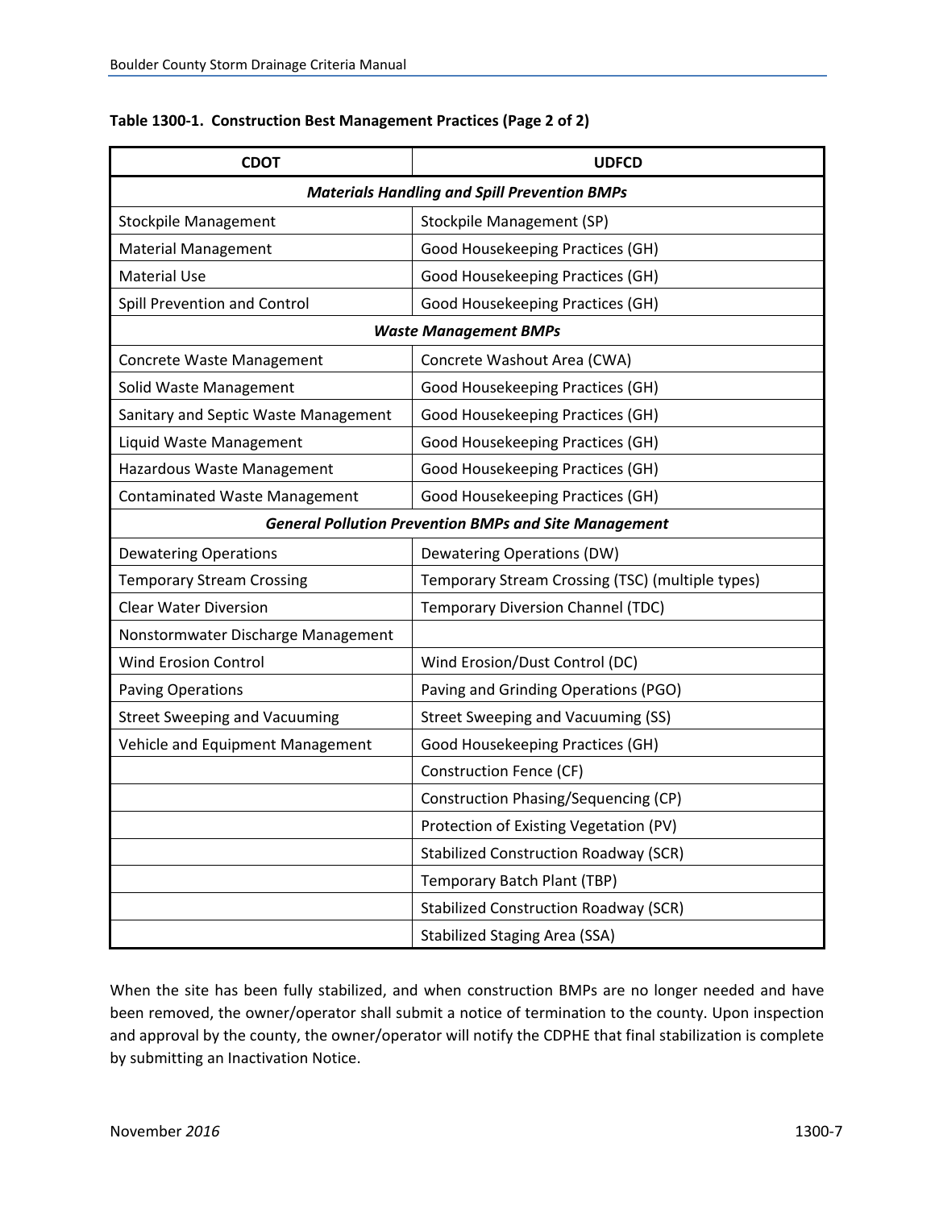**Table 1300-1. Construction Best Management Practices (Page 2 of 2)**

| CDOT | UDFCD |
|---|---|
| ***Materials Handling and Spill Prevention BMPs*** | |
| Stockpile Management | Stockpile Management (SP) |
| Material Management | Good Housekeeping Practices (GH) |
| Material Use | Good Housekeeping Practices (GH) |
| Spill Prevention and Control | Good Housekeeping Practices (GH) |
| ***Waste Management BMPs*** | |
| Concrete Waste Management | Concrete Washout Area (CWA) |
| Solid Waste Management | Good Housekeeping Practices (GH) |
| Sanitary and Septic Waste Management | Good Housekeeping Practices (GH) |
| Liquid Waste Management | Good Housekeeping Practices (GH) |
| Hazardous Waste Management | Good Housekeeping Practices (GH) |
| Contaminated Waste Management | Good Housekeeping Practices (GH) |
| ***General Pollution Prevention BMPs and Site Management*** | |
| Dewatering Operations | Dewatering Operations (DW) |
| Temporary Stream Crossing | Temporary Stream Crossing (TSC) (multiple types) |
| Clear Water Diversion | Temporary Diversion Channel (TDC) |
| Nonstormwater Discharge Management | |
| Wind Erosion Control | Wind Erosion/Dust Control (DC) |
| Paving Operations | Paving and Grinding Operations (PGO) |
| Street Sweeping and Vacuuming | Street Sweeping and Vacuuming (SS) |
| Vehicle and Equipment Management | Good Housekeeping Practices (GH) |
| | Construction Fence (CF) |
| | Construction Phasing/Sequencing (CP) |
| | Protection of Existing Vegetation (PV) |
| | Stabilized Construction Roadway (SCR) |
| | Temporary Batch Plant (TBP) |
| | Stabilized Construction Roadway (SCR) |
| | Stabilized Staging Area (SSA) |

When the site has been fully stabilized, and when construction BMPs are no longer needed and have been removed, the owner/operator shall submit a notice of termination to the county. Upon inspection and approval by the county, the owner/operator will notify the CDPHE that final stabilization is complete by submitting an Inactivation Notice.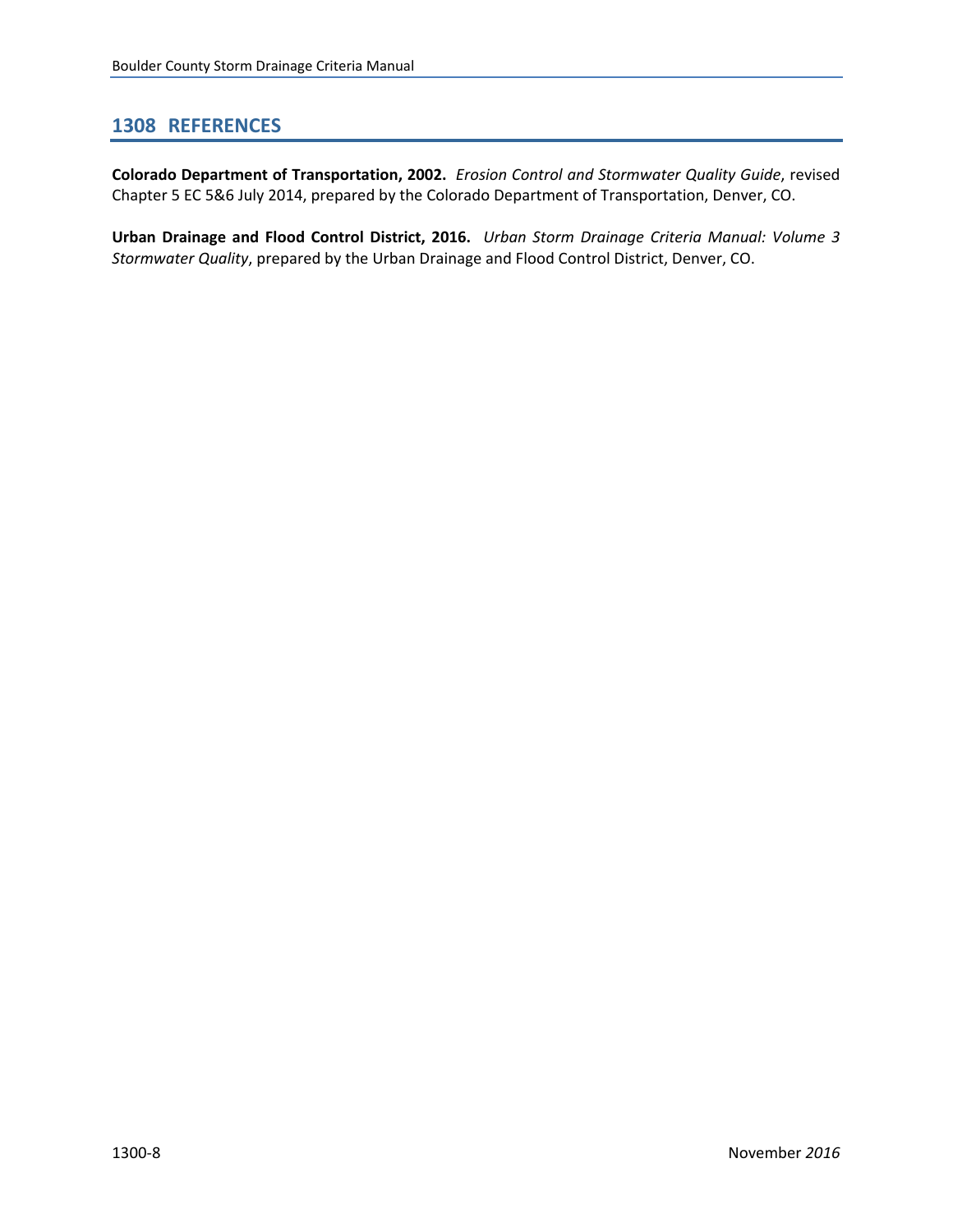## 1308 REFERENCES

**Colorado Department of Transportation, 2002.** *Erosion Control and Stormwater Quality Guide*, revised Chapter 5 EC 5&6 July 2014, prepared by the Colorado Department of Transportation, Denver, CO.

**Urban Drainage and Flood Control District, 2016.** *Urban Storm Drainage Criteria Manual: Volume 3 Stormwater Quality*, prepared by the Urban Drainage and Flood Control District, Denver, CO.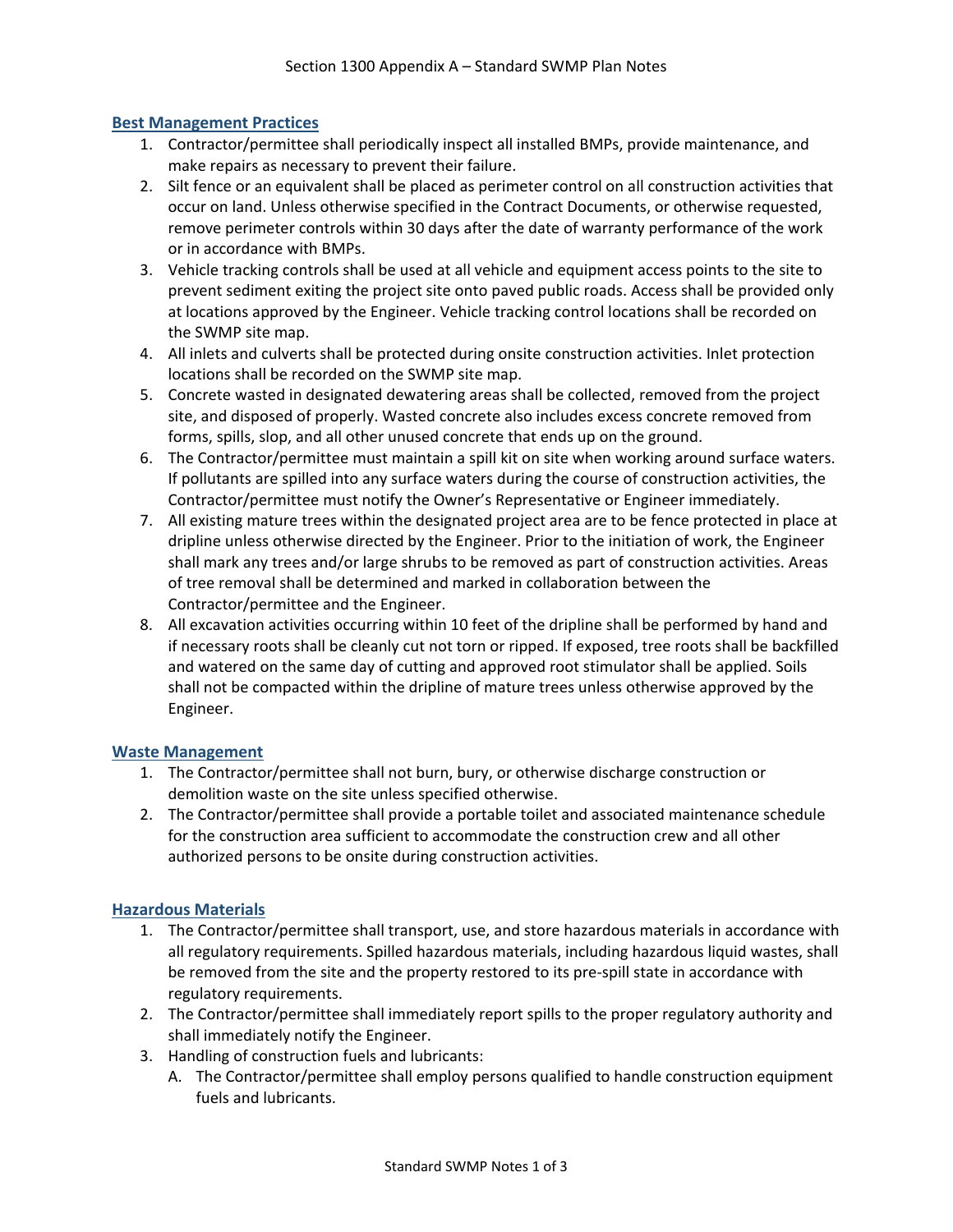# Section 1300 Appendix A – Standard SWMP Plan Notes

## Best Management Practices

1. Contractor/permittee shall periodically inspect all installed BMPs, provide maintenance, and make repairs as necessary to prevent their failure.
2. Silt fence or an equivalent shall be placed as perimeter control on all construction activities that occur on land. Unless otherwise specified in the Contract Documents, or otherwise requested, remove perimeter controls within 30 days after the date of warranty performance of the work or in accordance with BMPs.
3. Vehicle tracking controls shall be used at all vehicle and equipment access points to the site to prevent sediment exiting the project site onto paved public roads. Access shall be provided only at locations approved by the Engineer. Vehicle tracking control locations shall be recorded on the SWMP site map.
4. All inlets and culverts shall be protected during onsite construction activities. Inlet protection locations shall be recorded on the SWMP site map.
5. Concrete wasted in designated dewatering areas shall be collected, removed from the project site, and disposed of properly. Wasted concrete also includes excess concrete removed from forms, spills, slop, and all other unused concrete that ends up on the ground.
6. The Contractor/permittee must maintain a spill kit on site when working around surface waters. If pollutants are spilled into any surface waters during the course of construction activities, the Contractor/permittee must notify the Owner's Representative or Engineer immediately.
7. All existing mature trees within the designated project area are to be fence protected in place at dripline unless otherwise directed by the Engineer. Prior to the initiation of work, the Engineer shall mark any trees and/or large shrubs to be removed as part of construction activities. Areas of tree removal shall be determined and marked in collaboration between the Contractor/permittee and the Engineer.
8. All excavation activities occurring within 10 feet of the dripline shall be performed by hand and if necessary roots shall be cleanly cut not torn or ripped. If exposed, tree roots shall be backfilled and watered on the same day of cutting and approved root stimulator shall be applied. Soils shall not be compacted within the dripline of mature trees unless otherwise approved by the Engineer.

## Waste Management

1. The Contractor/permittee shall not burn, bury, or otherwise discharge construction or demolition waste on the site unless specified otherwise.
2. The Contractor/permittee shall provide a portable toilet and associated maintenance schedule for the construction area sufficient to accommodate the construction crew and all other authorized persons to be onsite during construction activities.

## Hazardous Materials

1. The Contractor/permittee shall transport, use, and store hazardous materials in accordance with all regulatory requirements. Spilled hazardous materials, including hazardous liquid wastes, shall be removed from the site and the property restored to its pre-spill state in accordance with regulatory requirements.
2. The Contractor/permittee shall immediately report spills to the proper regulatory authority and shall immediately notify the Engineer.
3. Handling of construction fuels and lubricants:
   A. The Contractor/permittee shall employ persons qualified to handle construction equipment fuels and lubricants.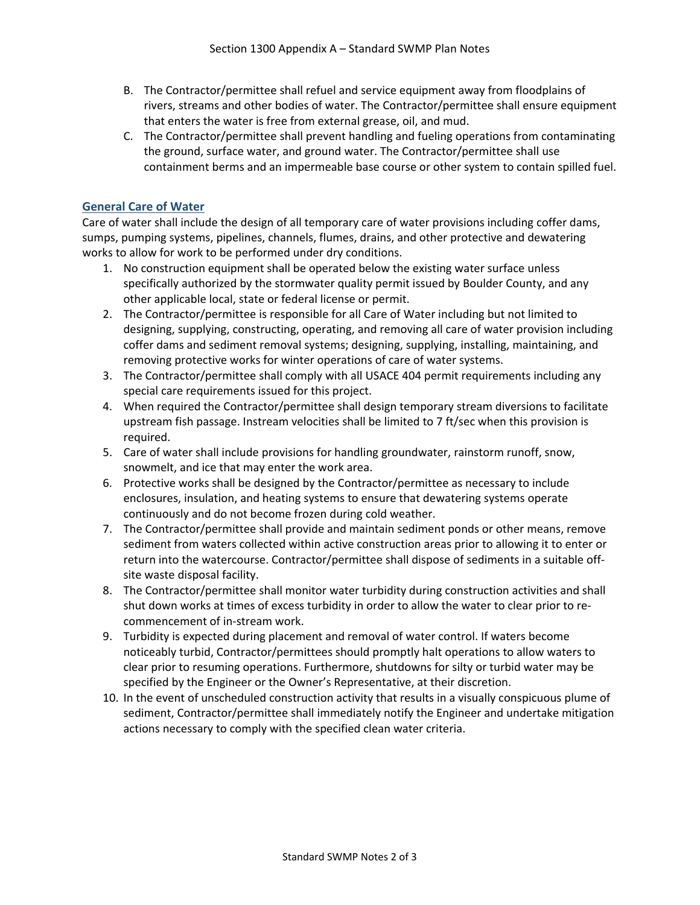B. The Contractor/permittee shall refuel and service equipment away from floodplains of rivers, streams and other bodies of water. The Contractor/permittee shall ensure equipment that enters the water is free from external grease, oil, and mud.

C. The Contractor/permittee shall prevent handling and fueling operations from contaminating the ground, surface water, and ground water. The Contractor/permittee shall use containment berms and an impermeable base course or other system to contain spilled fuel.

## General Care of Water

Care of water shall include the design of all temporary care of water provisions including coffer dams, sumps, pumping systems, pipelines, channels, flumes, drains, and other protective and dewatering works to allow for work to be performed under dry conditions.

1. No construction equipment shall be operated below the existing water surface unless specifically authorized by the stormwater quality permit issued by Boulder County, and any other applicable local, state or federal license or permit.
2. The Contractor/permittee is responsible for all Care of Water including but not limited to designing, supplying, constructing, operating, and removing all care of water provision including coffer dams and sediment removal systems; designing, supplying, installing, maintaining, and removing protective works for winter operations of care of water systems.
3. The Contractor/permittee shall comply with all USACE 404 permit requirements including any special care requirements issued for this project.
4. When required the Contractor/permittee shall design temporary stream diversions to facilitate upstream fish passage. Instream velocities shall be limited to 7 ft/sec when this provision is required.
5. Care of water shall include provisions for handling groundwater, rainstorm runoff, snow, snowmelt, and ice that may enter the work area.
6. Protective works shall be designed by the Contractor/permittee as necessary to include enclosures, insulation, and heating systems to ensure that dewatering systems operate continuously and do not become frozen during cold weather.
7. The Contractor/permittee shall provide and maintain sediment ponds or other means, remove sediment from waters collected within active construction areas prior to allowing it to enter or return into the watercourse. Contractor/permittee shall dispose of sediments in a suitable off-site waste disposal facility.
8. The Contractor/permittee shall monitor water turbidity during construction activities and shall shut down works at times of excess turbidity in order to allow the water to clear prior to re-commencement of in-stream work.
9. Turbidity is expected during placement and removal of water control. If waters become noticeably turbid, Contractor/permittees should promptly halt operations to allow waters to clear prior to resuming operations. Furthermore, shutdowns for silty or turbid water may be specified by the Engineer or the Owner's Representative, at their discretion.
10. In the event of unscheduled construction activity that results in a visually conspicuous plume of sediment, Contractor/permittee shall immediately notify the Engineer and undertake mitigation actions necessary to comply with the specified clean water criteria.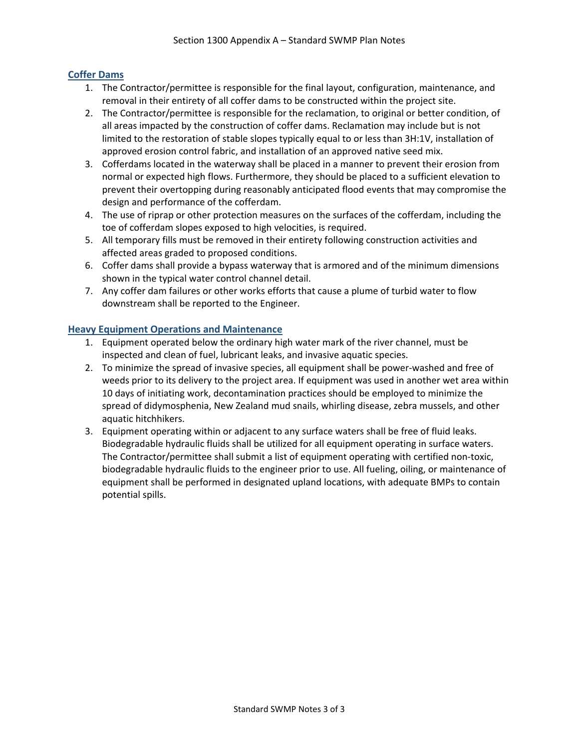## Coffer Dams

1. The Contractor/permittee is responsible for the final layout, configuration, maintenance, and removal in their entirety of all coffer dams to be constructed within the project site.
2. The Contractor/permittee is responsible for the reclamation, to original or better condition, of all areas impacted by the construction of coffer dams. Reclamation may include but is not limited to the restoration of stable slopes typically equal to or less than 3H:1V, installation of approved erosion control fabric, and installation of an approved native seed mix.
3. Cofferdams located in the waterway shall be placed in a manner to prevent their erosion from normal or expected high flows. Furthermore, they should be placed to a sufficient elevation to prevent their overtopping during reasonably anticipated flood events that may compromise the design and performance of the cofferdam.
4. The use of riprap or other protection measures on the surfaces of the cofferdam, including the toe of cofferdam slopes exposed to high velocities, is required.
5. All temporary fills must be removed in their entirety following construction activities and affected areas graded to proposed conditions.
6. Coffer dams shall provide a bypass waterway that is armored and of the minimum dimensions shown in the typical water control channel detail.
7. Any coffer dam failures or other works efforts that cause a plume of turbid water to flow downstream shall be reported to the Engineer.

## Heavy Equipment Operations and Maintenance

1. Equipment operated below the ordinary high water mark of the river channel, must be inspected and clean of fuel, lubricant leaks, and invasive aquatic species.
2. To minimize the spread of invasive species, all equipment shall be power-washed and free of weeds prior to its delivery to the project area. If equipment was used in another wet area within 10 days of initiating work, decontamination practices should be employed to minimize the spread of didymosphenia, New Zealand mud snails, whirling disease, zebra mussels, and other aquatic hitchhikers.
3. Equipment operating within or adjacent to any surface waters shall be free of fluid leaks. Biodegradable hydraulic fluids shall be utilized for all equipment operating in surface waters. The Contractor/permittee shall submit a list of equipment operating with certified non-toxic, biodegradable hydraulic fluids to the engineer prior to use. All fueling, oiling, or maintenance of equipment shall be performed in designated upland locations, with adequate BMPs to contain potential spills.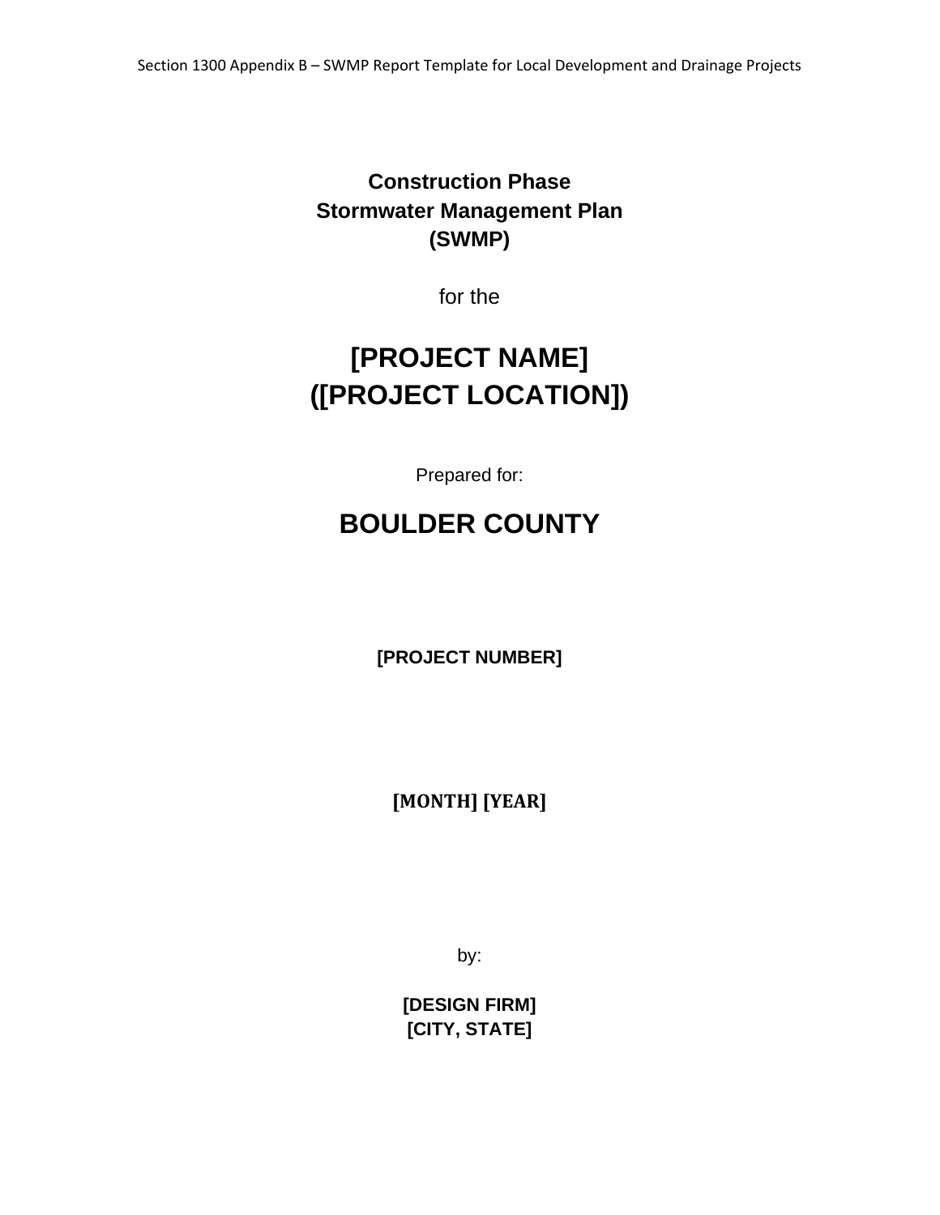# Construction Phase Stormwater Management Plan (SWMP)

for the

# [PROJECT NAME] ([PROJECT LOCATION])

Prepared for:

# BOULDER COUNTY

**[PROJECT NUMBER]**

**[MONTH] [YEAR]**

by:

**[DESIGN FIRM]**
**[CITY, STATE]**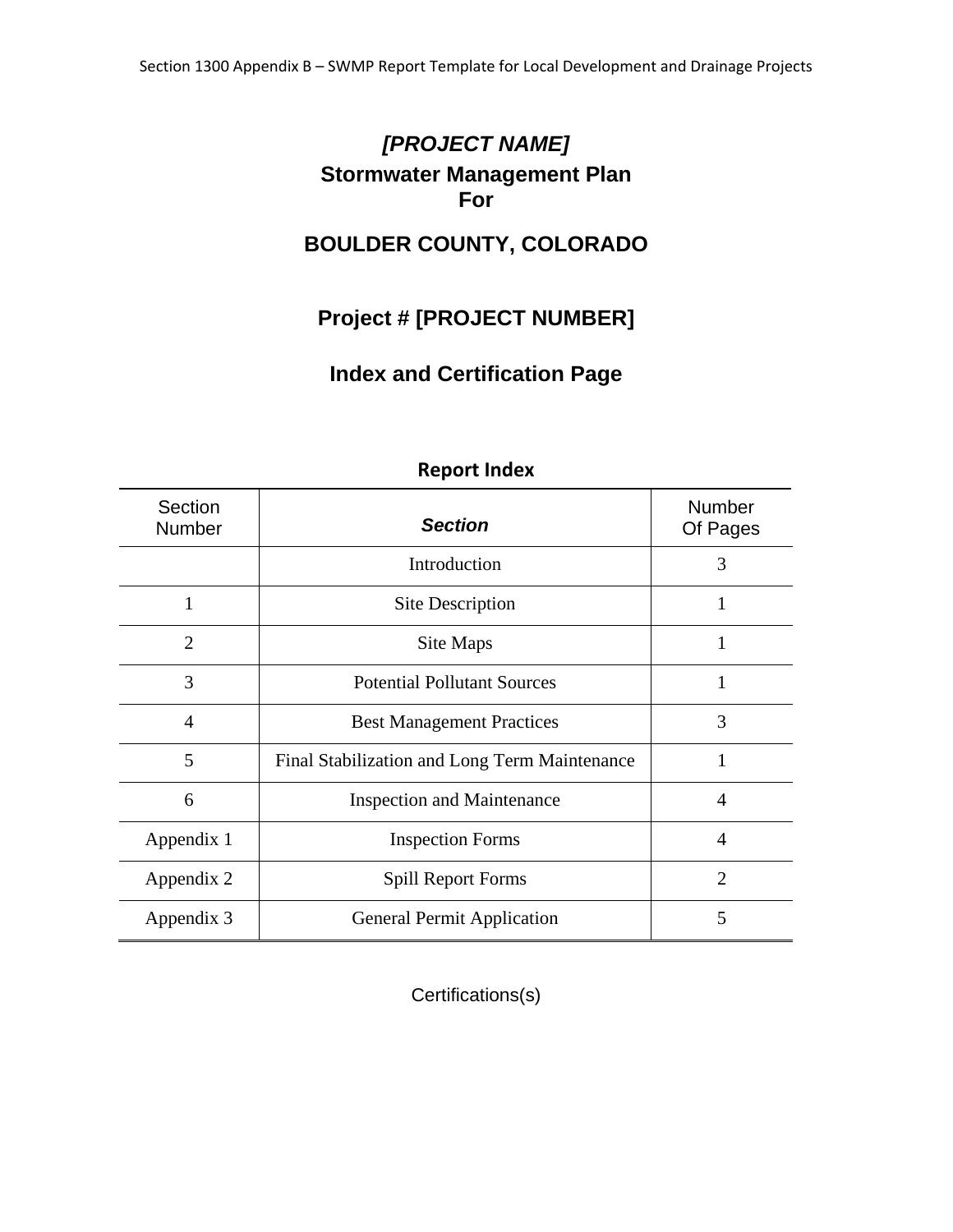# *[PROJECT NAME]*

## Stormwater Management Plan For

## BOULDER COUNTY, COLORADO

## Project # [PROJECT NUMBER]

## Index and Certification Page

**Report Index**

| Section Number | ***Section*** | Number Of Pages |
|---|---|---|
| | Introduction | 3 |
| 1 | Site Description | 1 |
| 2 | Site Maps | 1 |
| 3 | Potential Pollutant Sources | 1 |
| 4 | Best Management Practices | 3 |
| 5 | Final Stabilization and Long Term Maintenance | 1 |
| 6 | Inspection and Maintenance | 4 |
| Appendix 1 | Inspection Forms | 4 |
| Appendix 2 | Spill Report Forms | 2 |
| Appendix 3 | General Permit Application | 5 |

Certifications(s)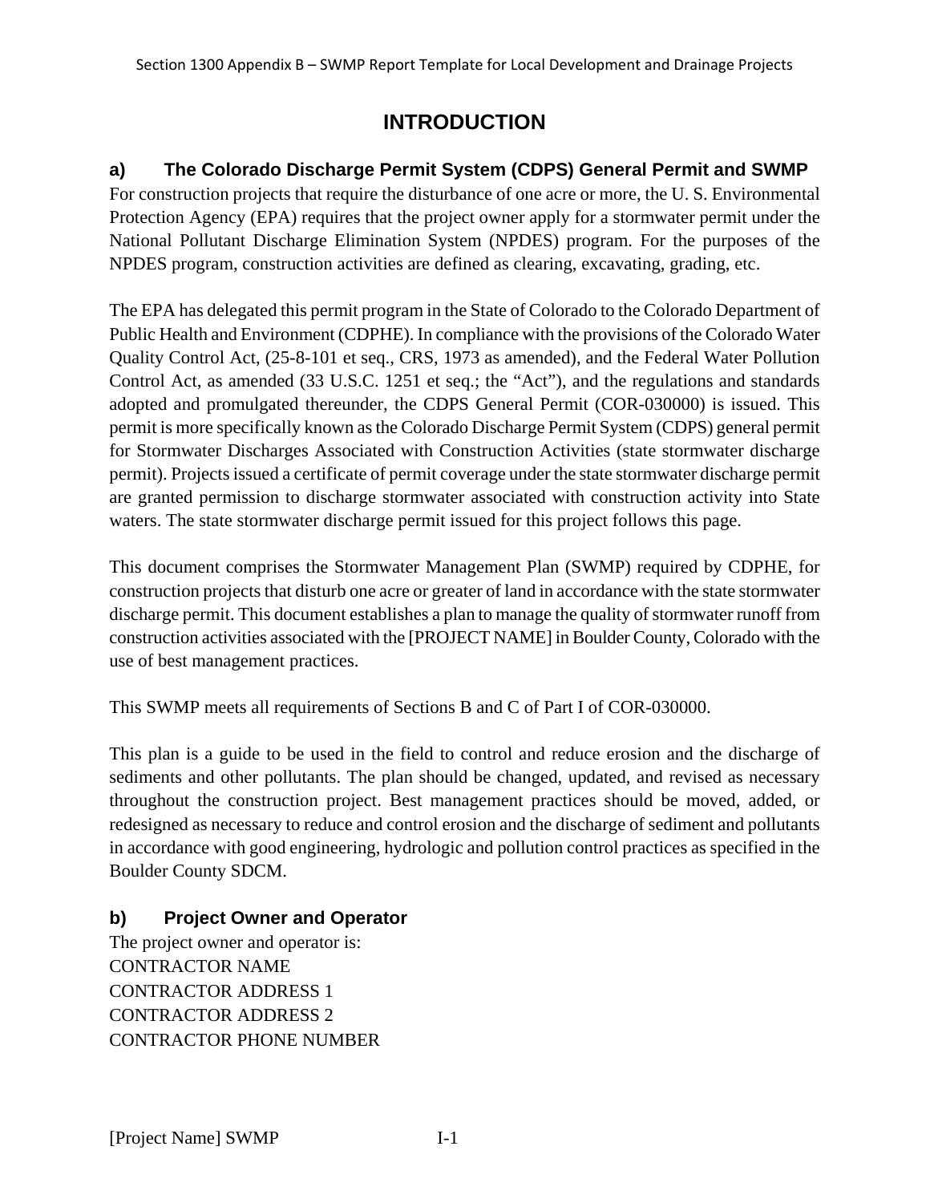# INTRODUCTION

## a) The Colorado Discharge Permit System (CDPS) General Permit and SWMP

For construction projects that require the disturbance of one acre or more, the U. S. Environmental Protection Agency (EPA) requires that the project owner apply for a stormwater permit under the National Pollutant Discharge Elimination System (NPDES) program. For the purposes of the NPDES program, construction activities are defined as clearing, excavating, grading, etc.

The EPA has delegated this permit program in the State of Colorado to the Colorado Department of Public Health and Environment (CDPHE). In compliance with the provisions of the Colorado Water Quality Control Act, (25-8-101 et seq., CRS, 1973 as amended), and the Federal Water Pollution Control Act, as amended (33 U.S.C. 1251 et seq.; the "Act"), and the regulations and standards adopted and promulgated thereunder, the CDPS General Permit (COR-030000) is issued. This permit is more specifically known as the Colorado Discharge Permit System (CDPS) general permit for Stormwater Discharges Associated with Construction Activities (state stormwater discharge permit). Projects issued a certificate of permit coverage under the state stormwater discharge permit are granted permission to discharge stormwater associated with construction activity into State waters. The state stormwater discharge permit issued for this project follows this page.

This document comprises the Stormwater Management Plan (SWMP) required by CDPHE, for construction projects that disturb one acre or greater of land in accordance with the state stormwater discharge permit. This document establishes a plan to manage the quality of stormwater runoff from construction activities associated with the [PROJECT NAME] in Boulder County, Colorado with the use of best management practices.

This SWMP meets all requirements of Sections B and C of Part I of COR-030000.

This plan is a guide to be used in the field to control and reduce erosion and the discharge of sediments and other pollutants. The plan should be changed, updated, and revised as necessary throughout the construction project. Best management practices should be moved, added, or redesigned as necessary to reduce and control erosion and the discharge of sediment and pollutants in accordance with good engineering, hydrologic and pollution control practices as specified in the Boulder County SDCM.

## b) Project Owner and Operator

The project owner and operator is:
CONTRACTOR NAME
CONTRACTOR ADDRESS 1
CONTRACTOR ADDRESS 2
CONTRACTOR PHONE NUMBER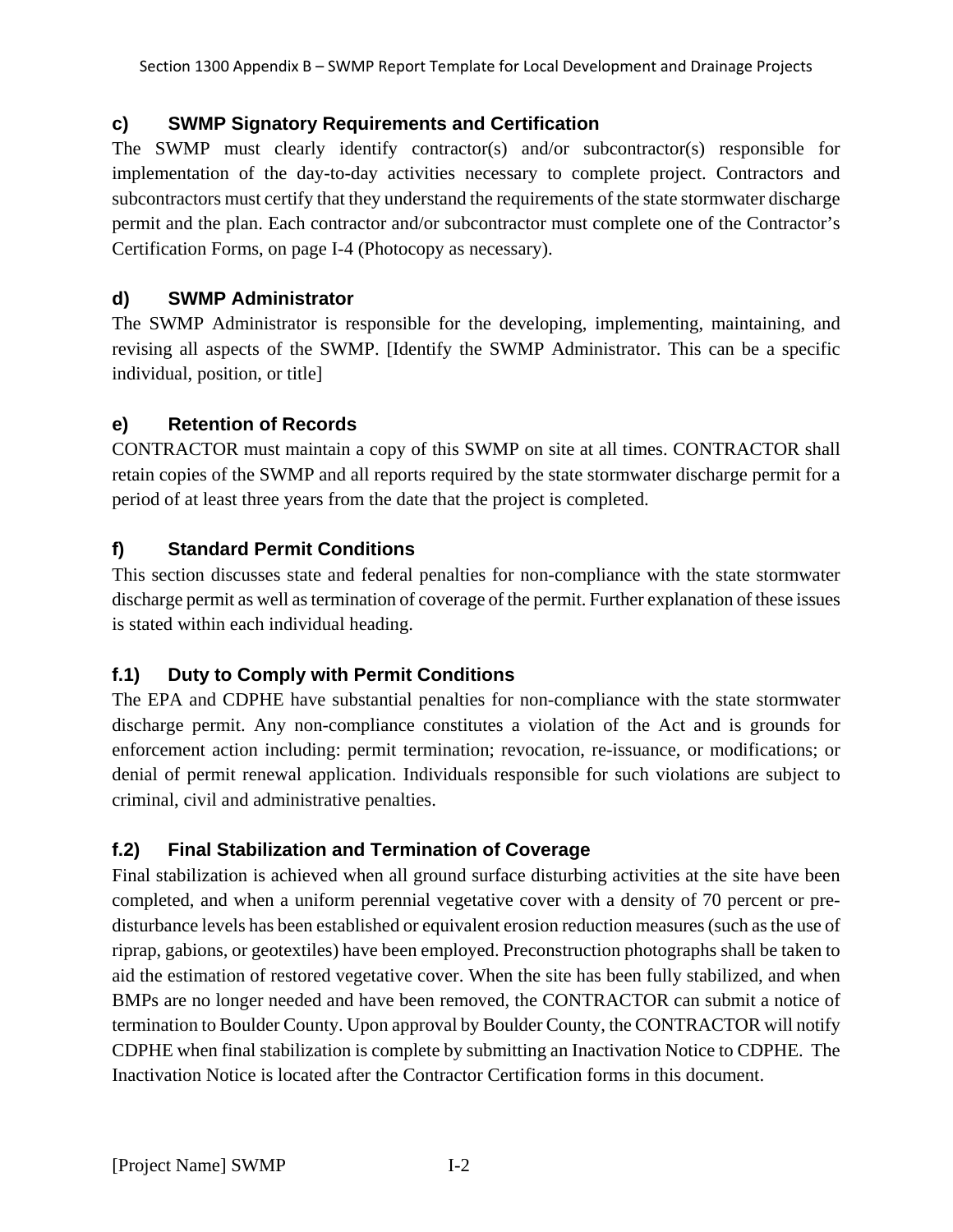### c) SWMP Signatory Requirements and Certification

The SWMP must clearly identify contractor(s) and/or subcontractor(s) responsible for implementation of the day-to-day activities necessary to complete project. Contractors and subcontractors must certify that they understand the requirements of the state stormwater discharge permit and the plan. Each contractor and/or subcontractor must complete one of the Contractor's Certification Forms, on page I-4 (Photocopy as necessary).

### d) SWMP Administrator

The SWMP Administrator is responsible for the developing, implementing, maintaining, and revising all aspects of the SWMP. [Identify the SWMP Administrator. This can be a specific individual, position, or title]

### e) Retention of Records

CONTRACTOR must maintain a copy of this SWMP on site at all times. CONTRACTOR shall retain copies of the SWMP and all reports required by the state stormwater discharge permit for a period of at least three years from the date that the project is completed.

### f) Standard Permit Conditions

This section discusses state and federal penalties for non-compliance with the state stormwater discharge permit as well as termination of coverage of the permit. Further explanation of these issues is stated within each individual heading.

### f.1) Duty to Comply with Permit Conditions

The EPA and CDPHE have substantial penalties for non-compliance with the state stormwater discharge permit. Any non-compliance constitutes a violation of the Act and is grounds for enforcement action including: permit termination; revocation, re-issuance, or modifications; or denial of permit renewal application. Individuals responsible for such violations are subject to criminal, civil and administrative penalties.

### f.2) Final Stabilization and Termination of Coverage

Final stabilization is achieved when all ground surface disturbing activities at the site have been completed, and when a uniform perennial vegetative cover with a density of 70 percent or pre-disturbance levels has been established or equivalent erosion reduction measures (such as the use of riprap, gabions, or geotextiles) have been employed. Preconstruction photographs shall be taken to aid the estimation of restored vegetative cover. When the site has been fully stabilized, and when BMPs are no longer needed and have been removed, the CONTRACTOR can submit a notice of termination to Boulder County. Upon approval by Boulder County, the CONTRACTOR will notify CDPHE when final stabilization is complete by submitting an Inactivation Notice to CDPHE. The Inactivation Notice is located after the Contractor Certification forms in this document.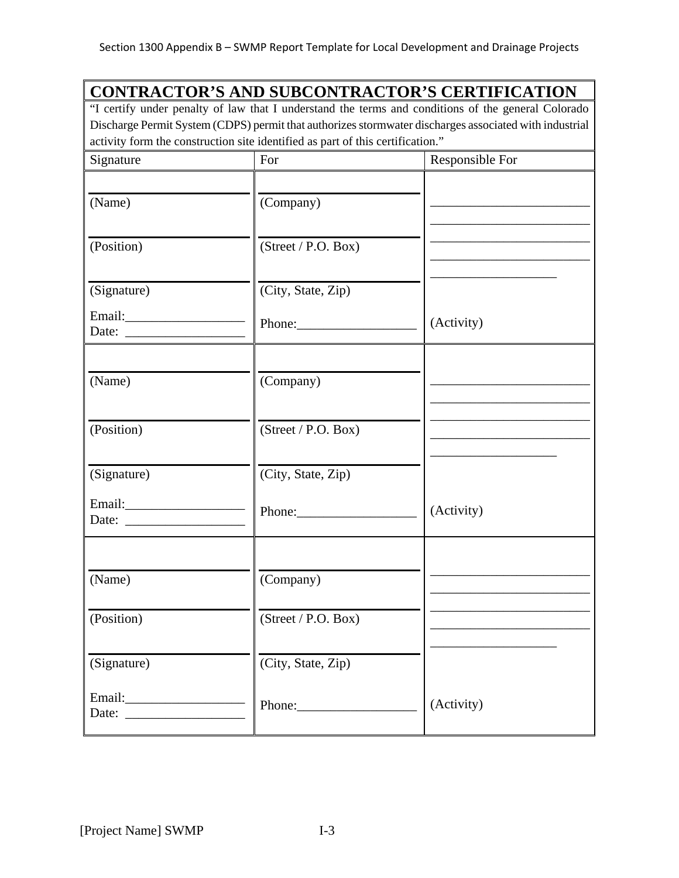## CONTRACTOR'S AND SUBCONTRACTOR'S CERTIFICATION

"I certify under penalty of law that I understand the terms and conditions of the general Colorado Discharge Permit System (CDPS) permit that authorizes stormwater discharges associated with industrial activity form the construction site identified as part of this certification."

| Signature | For | Responsible For |
|---|---|---|
| ____________________ (Name)<br><br>____________________ (Position)<br><br>____________________ (Signature)<br><br>Email:__________________<br>Date: __________________ | ____________________ (Company)<br><br>____________________ (Street / P.O. Box)<br><br>____________________ (City, State, Zip)<br><br>Phone:__________________ | ________________________<br>________________________<br>________________________<br>________________________<br>___________________<br><br>(Activity) |
| ____________________ (Name)<br><br>____________________ (Position)<br><br>____________________ (Signature)<br><br>Email:__________________<br>Date: __________________ | ____________________ (Company)<br><br>____________________ (Street / P.O. Box)<br><br>____________________ (City, State, Zip)<br><br>Phone:__________________ | ________________________<br>________________________<br>________________________<br>________________________<br>___________________<br><br>(Activity) |
| ____________________ (Name)<br><br>____________________ (Position)<br><br>____________________ (Signature)<br><br>Email:__________________<br>Date: __________________ | ____________________ (Company)<br><br>____________________ (Street / P.O. Box)<br><br>____________________ (City, State, Zip)<br><br>Phone:__________________ | ________________________<br>________________________<br>________________________<br>________________________<br>___________________<br><br>(Activity) |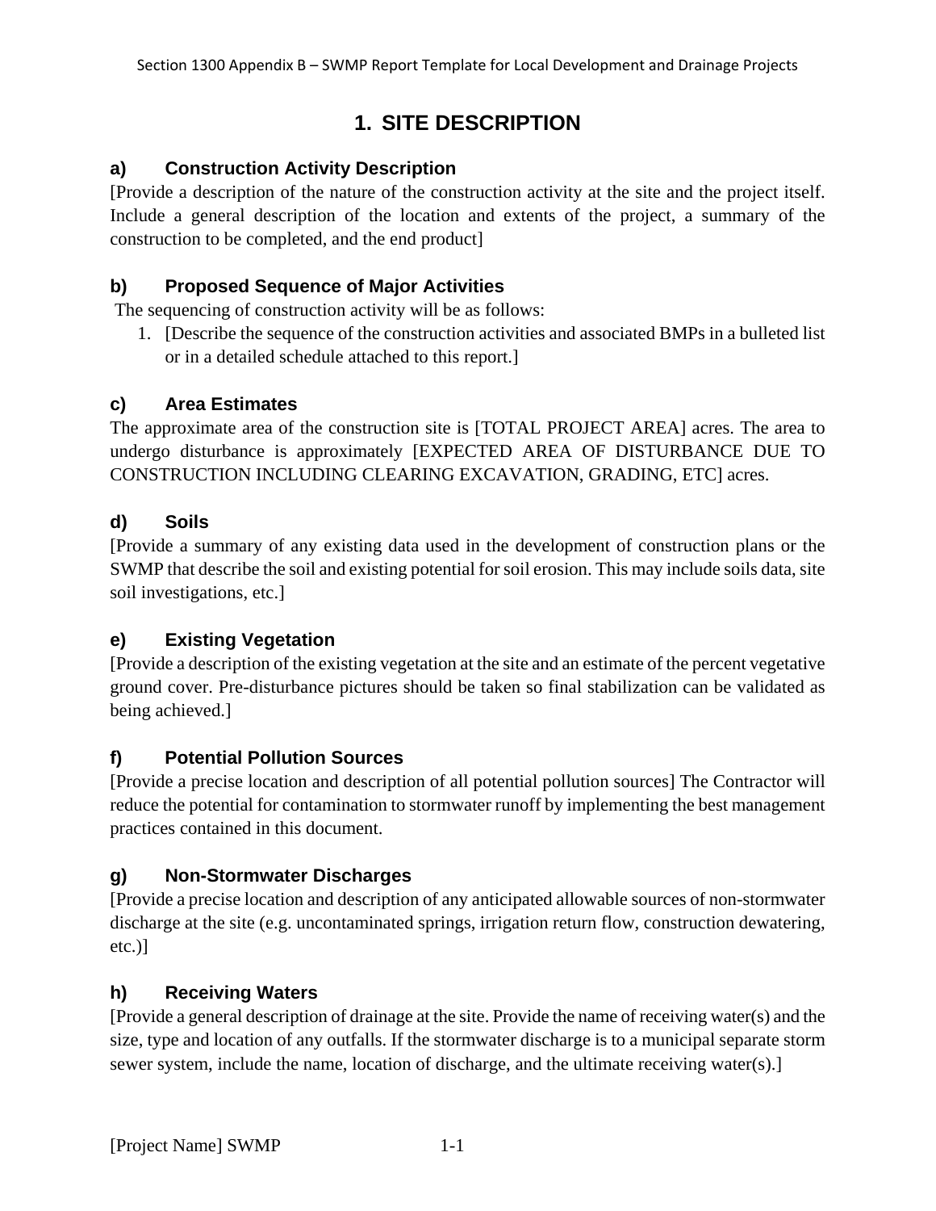# 1. SITE DESCRIPTION

### a) Construction Activity Description

[Provide a description of the nature of the construction activity at the site and the project itself. Include a general description of the location and extents of the project, a summary of the construction to be completed, and the end product]

### b) Proposed Sequence of Major Activities

The sequencing of construction activity will be as follows:

1. [Describe the sequence of the construction activities and associated BMPs in a bulleted list or in a detailed schedule attached to this report.]

### c) Area Estimates

The approximate area of the construction site is [TOTAL PROJECT AREA] acres. The area to undergo disturbance is approximately [EXPECTED AREA OF DISTURBANCE DUE TO CONSTRUCTION INCLUDING CLEARING EXCAVATION, GRADING, ETC] acres.

### d) Soils

[Provide a summary of any existing data used in the development of construction plans or the SWMP that describe the soil and existing potential for soil erosion. This may include soils data, site soil investigations, etc.]

### e) Existing Vegetation

[Provide a description of the existing vegetation at the site and an estimate of the percent vegetative ground cover. Pre-disturbance pictures should be taken so final stabilization can be validated as being achieved.]

### f) Potential Pollution Sources

[Provide a precise location and description of all potential pollution sources] The Contractor will reduce the potential for contamination to stormwater runoff by implementing the best management practices contained in this document.

### g) Non-Stormwater Discharges

[Provide a precise location and description of any anticipated allowable sources of non-stormwater discharge at the site (e.g. uncontaminated springs, irrigation return flow, construction dewatering, etc.)]

### h) Receiving Waters

[Provide a general description of drainage at the site. Provide the name of receiving water(s) and the size, type and location of any outfalls. If the stormwater discharge is to a municipal separate storm sewer system, include the name, location of discharge, and the ultimate receiving water(s).]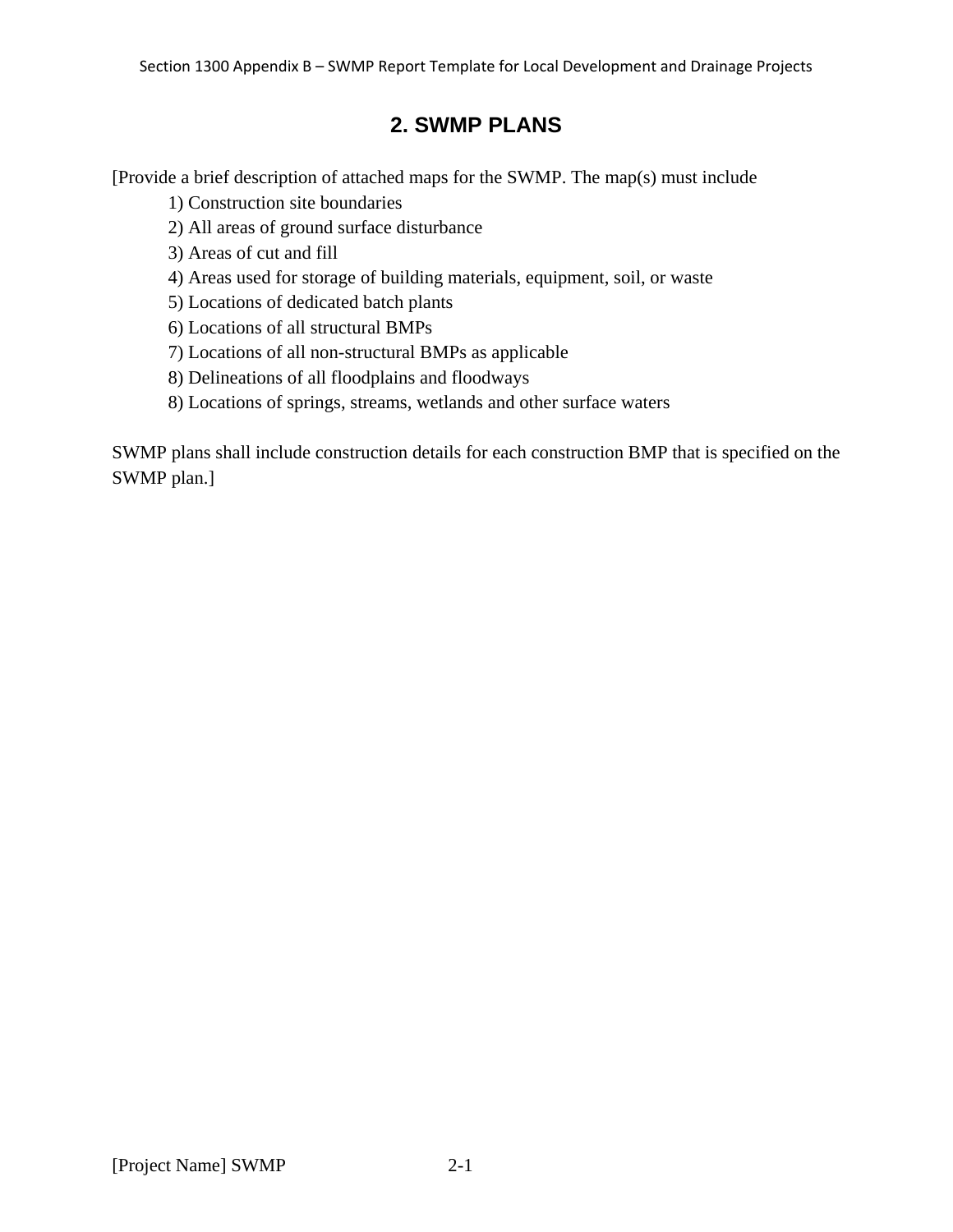# 2. SWMP PLANS

[Provide a brief description of attached maps for the SWMP. The map(s) must include

1) Construction site boundaries
2) All areas of ground surface disturbance
3) Areas of cut and fill
4) Areas used for storage of building materials, equipment, soil, or waste
5) Locations of dedicated batch plants
6) Locations of all structural BMPs
7) Locations of all non-structural BMPs as applicable
8) Delineations of all floodplains and floodways
8) Locations of springs, streams, wetlands and other surface waters

SWMP plans shall include construction details for each construction BMP that is specified on the SWMP plan.]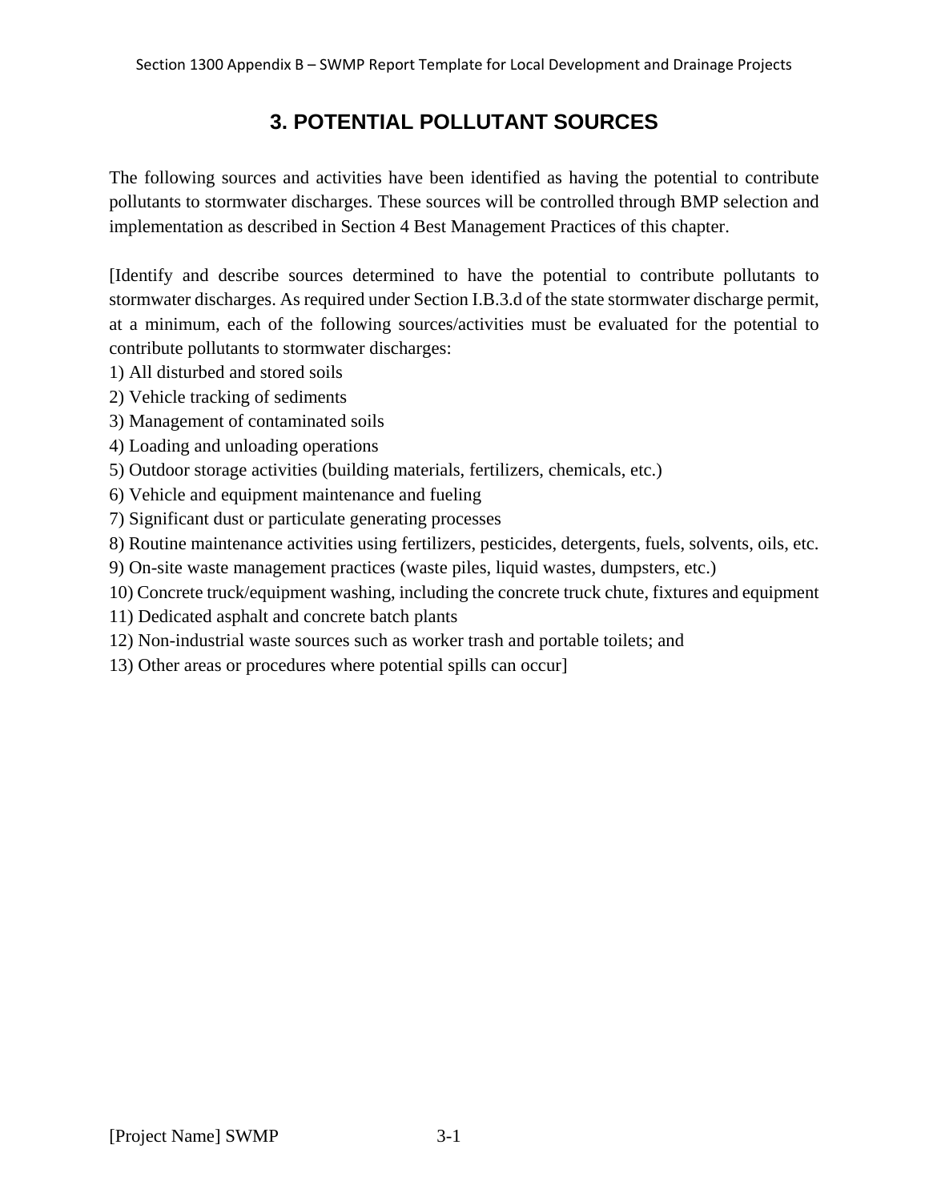# 3. POTENTIAL POLLUTANT SOURCES

The following sources and activities have been identified as having the potential to contribute pollutants to stormwater discharges. These sources will be controlled through BMP selection and implementation as described in Section 4 Best Management Practices of this chapter.

[Identify and describe sources determined to have the potential to contribute pollutants to stormwater discharges. As required under Section I.B.3.d of the state stormwater discharge permit, at a minimum, each of the following sources/activities must be evaluated for the potential to contribute pollutants to stormwater discharges:

1) All disturbed and stored soils
2) Vehicle tracking of sediments
3) Management of contaminated soils
4) Loading and unloading operations
5) Outdoor storage activities (building materials, fertilizers, chemicals, etc.)
6) Vehicle and equipment maintenance and fueling
7) Significant dust or particulate generating processes
8) Routine maintenance activities using fertilizers, pesticides, detergents, fuels, solvents, oils, etc.
9) On-site waste management practices (waste piles, liquid wastes, dumpsters, etc.)
10) Concrete truck/equipment washing, including the concrete truck chute, fixtures and equipment
11) Dedicated asphalt and concrete batch plants
12) Non-industrial waste sources such as worker trash and portable toilets; and
13) Other areas or procedures where potential spills can occur]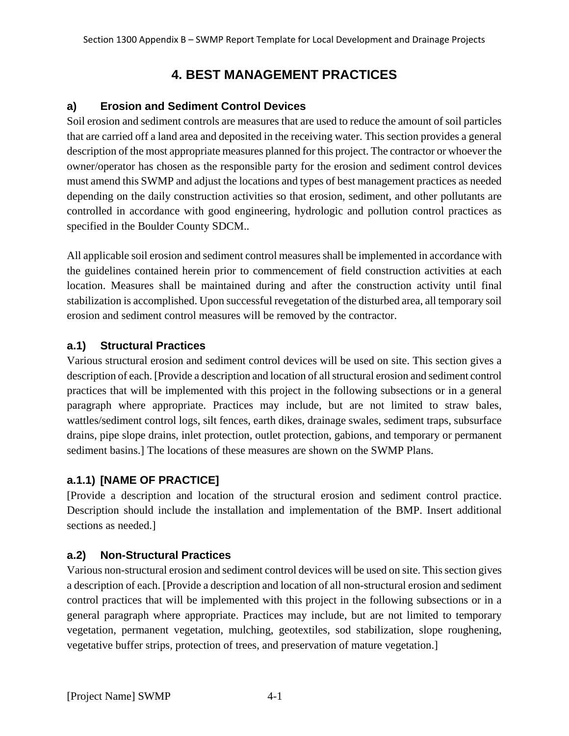# 4. BEST MANAGEMENT PRACTICES

## a) Erosion and Sediment Control Devices

Soil erosion and sediment controls are measures that are used to reduce the amount of soil particles that are carried off a land area and deposited in the receiving water. This section provides a general description of the most appropriate measures planned for this project. The contractor or whoever the owner/operator has chosen as the responsible party for the erosion and sediment control devices must amend this SWMP and adjust the locations and types of best management practices as needed depending on the daily construction activities so that erosion, sediment, and other pollutants are controlled in accordance with good engineering, hydrologic and pollution control practices as specified in the Boulder County SDCM..

All applicable soil erosion and sediment control measures shall be implemented in accordance with the guidelines contained herein prior to commencement of field construction activities at each location. Measures shall be maintained during and after the construction activity until final stabilization is accomplished. Upon successful revegetation of the disturbed area, all temporary soil erosion and sediment control measures will be removed by the contractor.

### a.1) Structural Practices

Various structural erosion and sediment control devices will be used on site. This section gives a description of each. [Provide a description and location of all structural erosion and sediment control practices that will be implemented with this project in the following subsections or in a general paragraph where appropriate. Practices may include, but are not limited to straw bales, wattles/sediment control logs, silt fences, earth dikes, drainage swales, sediment traps, subsurface drains, pipe slope drains, inlet protection, outlet protection, gabions, and temporary or permanent sediment basins.] The locations of these measures are shown on the SWMP Plans.

#### a.1.1) [NAME OF PRACTICE]

[Provide a description and location of the structural erosion and sediment control practice. Description should include the installation and implementation of the BMP. Insert additional sections as needed.]

### a.2) Non-Structural Practices

Various non-structural erosion and sediment control devices will be used on site. This section gives a description of each. [Provide a description and location of all non-structural erosion and sediment control practices that will be implemented with this project in the following subsections or in a general paragraph where appropriate. Practices may include, but are not limited to temporary vegetation, permanent vegetation, mulching, geotextiles, sod stabilization, slope roughening, vegetative buffer strips, protection of trees, and preservation of mature vegetation.]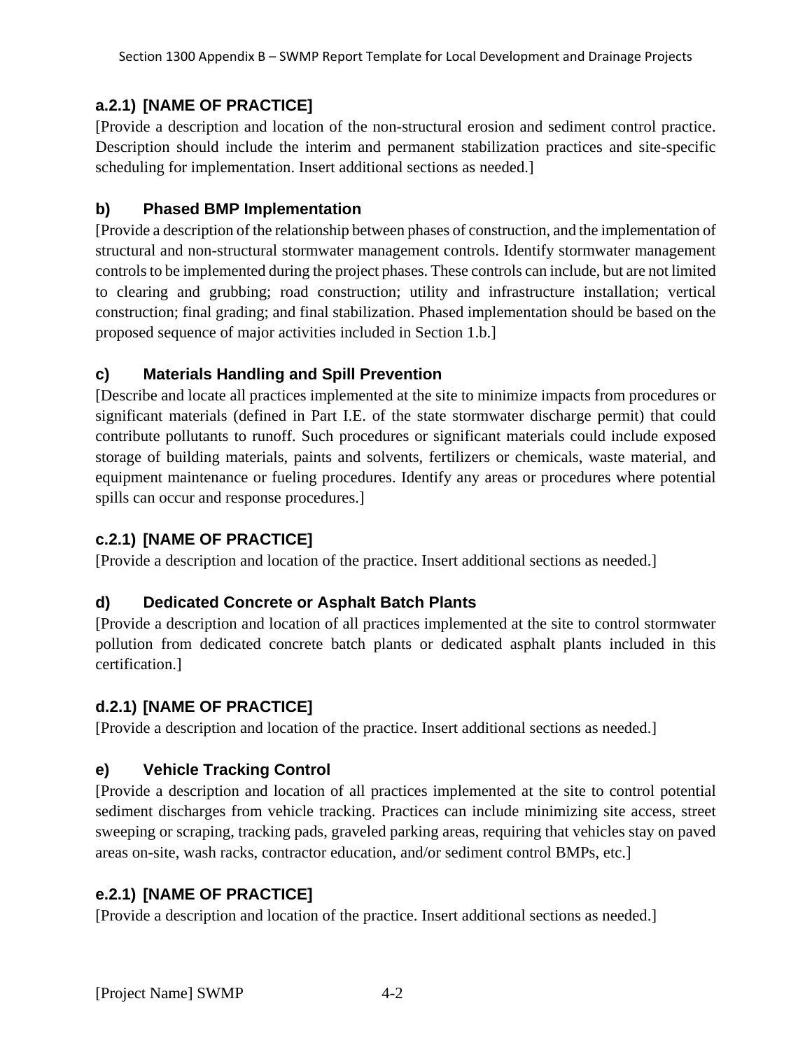#### a.2.1) [NAME OF PRACTICE]

[Provide a description and location of the non-structural erosion and sediment control practice. Description should include the interim and permanent stabilization practices and site-specific scheduling for implementation. Insert additional sections as needed.]

### b) Phased BMP Implementation

[Provide a description of the relationship between phases of construction, and the implementation of structural and non-structural stormwater management controls. Identify stormwater management controls to be implemented during the project phases. These controls can include, but are not limited to clearing and grubbing; road construction; utility and infrastructure installation; vertical construction; final grading; and final stabilization. Phased implementation should be based on the proposed sequence of major activities included in Section 1.b.]

### c) Materials Handling and Spill Prevention

[Describe and locate all practices implemented at the site to minimize impacts from procedures or significant materials (defined in Part I.E. of the state stormwater discharge permit) that could contribute pollutants to runoff. Such procedures or significant materials could include exposed storage of building materials, paints and solvents, fertilizers or chemicals, waste material, and equipment maintenance or fueling procedures. Identify any areas or procedures where potential spills can occur and response procedures.]

#### c.2.1) [NAME OF PRACTICE]

[Provide a description and location of the practice. Insert additional sections as needed.]

### d) Dedicated Concrete or Asphalt Batch Plants

[Provide a description and location of all practices implemented at the site to control stormwater pollution from dedicated concrete batch plants or dedicated asphalt plants included in this certification.]

#### d.2.1) [NAME OF PRACTICE]

[Provide a description and location of the practice. Insert additional sections as needed.]

### e) Vehicle Tracking Control

[Provide a description and location of all practices implemented at the site to control potential sediment discharges from vehicle tracking. Practices can include minimizing site access, street sweeping or scraping, tracking pads, graveled parking areas, requiring that vehicles stay on paved areas on-site, wash racks, contractor education, and/or sediment control BMPs, etc.]

#### e.2.1) [NAME OF PRACTICE]

[Provide a description and location of the practice. Insert additional sections as needed.]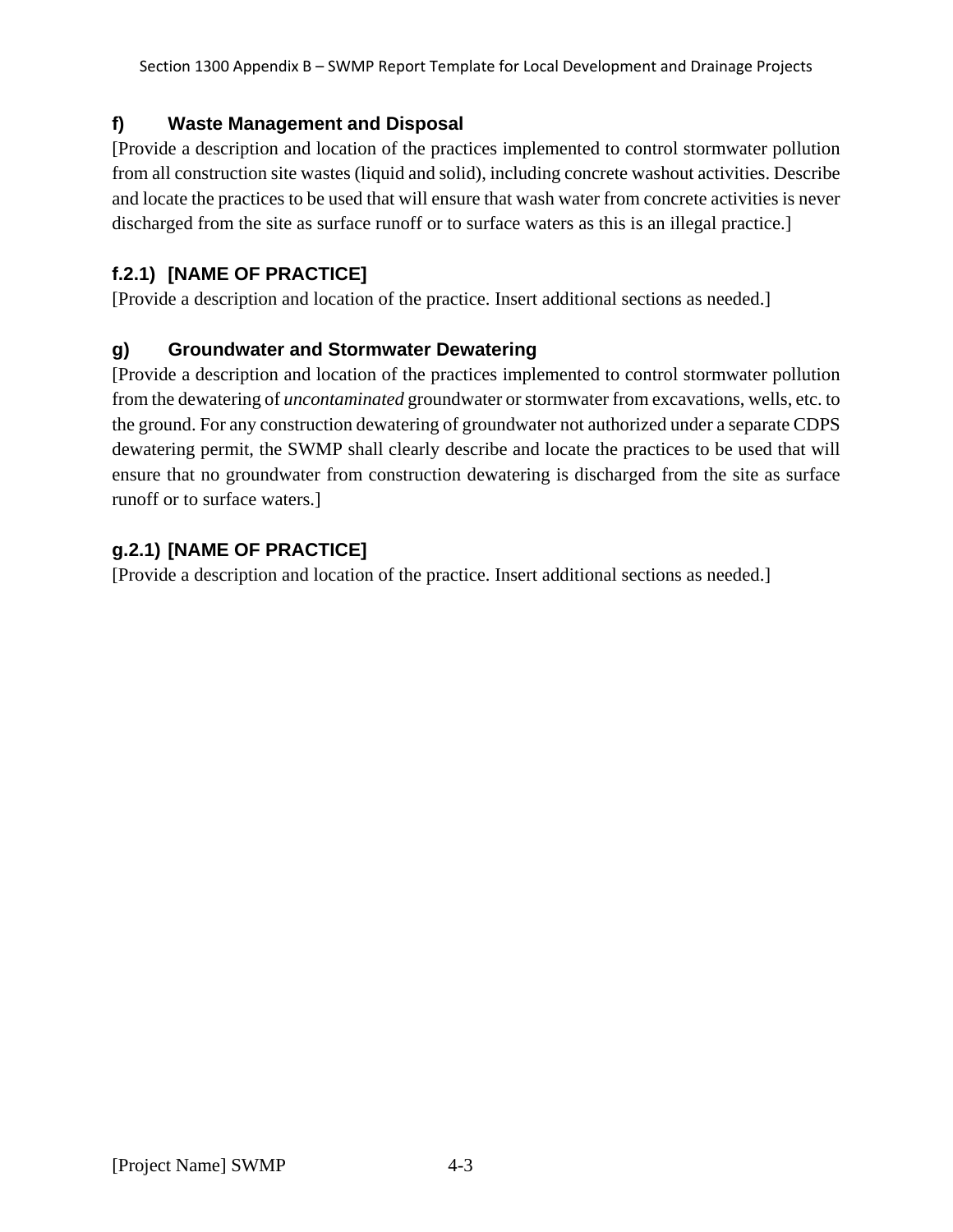### f) Waste Management and Disposal

[Provide a description and location of the practices implemented to control stormwater pollution from all construction site wastes (liquid and solid), including concrete washout activities. Describe and locate the practices to be used that will ensure that wash water from concrete activities is never discharged from the site as surface runoff or to surface waters as this is an illegal practice.]

### f.2.1) [NAME OF PRACTICE]

[Provide a description and location of the practice. Insert additional sections as needed.]

### g) Groundwater and Stormwater Dewatering

[Provide a description and location of the practices implemented to control stormwater pollution from the dewatering of *uncontaminated* groundwater or stormwater from excavations, wells, etc. to the ground. For any construction dewatering of groundwater not authorized under a separate CDPS dewatering permit, the SWMP shall clearly describe and locate the practices to be used that will ensure that no groundwater from construction dewatering is discharged from the site as surface runoff or to surface waters.]

### g.2.1) [NAME OF PRACTICE]

[Provide a description and location of the practice. Insert additional sections as needed.]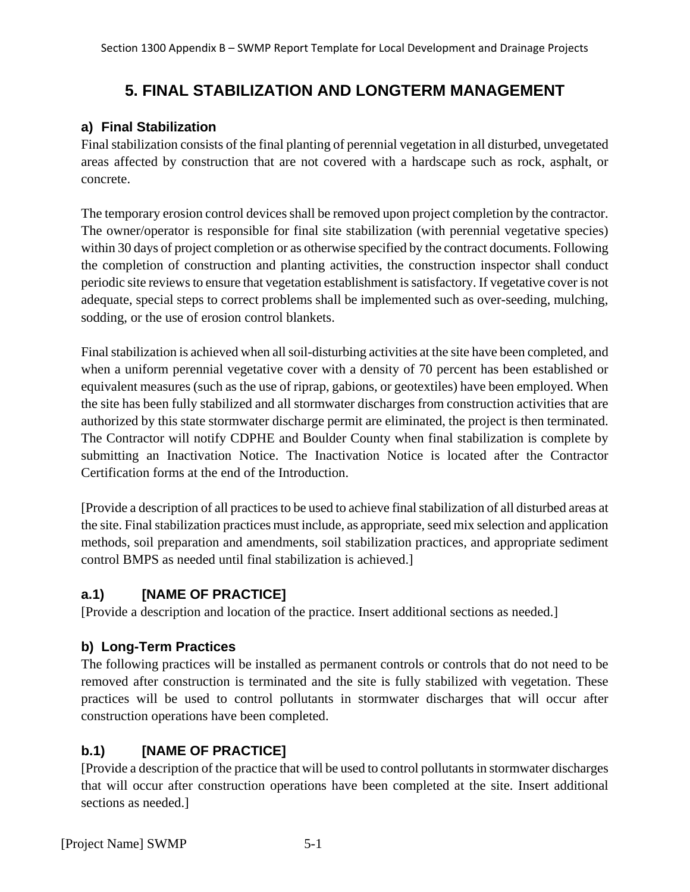# 5. FINAL STABILIZATION AND LONGTERM MANAGEMENT

## a) Final Stabilization

Final stabilization consists of the final planting of perennial vegetation in all disturbed, unvegetated areas affected by construction that are not covered with a hardscape such as rock, asphalt, or concrete.

The temporary erosion control devices shall be removed upon project completion by the contractor. The owner/operator is responsible for final site stabilization (with perennial vegetative species) within 30 days of project completion or as otherwise specified by the contract documents. Following the completion of construction and planting activities, the construction inspector shall conduct periodic site reviews to ensure that vegetation establishment is satisfactory. If vegetative cover is not adequate, special steps to correct problems shall be implemented such as over-seeding, mulching, sodding, or the use of erosion control blankets.

Final stabilization is achieved when all soil-disturbing activities at the site have been completed, and when a uniform perennial vegetative cover with a density of 70 percent has been established or equivalent measures (such as the use of riprap, gabions, or geotextiles) have been employed. When the site has been fully stabilized and all stormwater discharges from construction activities that are authorized by this state stormwater discharge permit are eliminated, the project is then terminated. The Contractor will notify CDPHE and Boulder County when final stabilization is complete by submitting an Inactivation Notice. The Inactivation Notice is located after the Contractor Certification forms at the end of the Introduction.

[Provide a description of all practices to be used to achieve final stabilization of all disturbed areas at the site. Final stabilization practices must include, as appropriate, seed mix selection and application methods, soil preparation and amendments, soil stabilization practices, and appropriate sediment control BMPS as needed until final stabilization is achieved.]

### a.1) [NAME OF PRACTICE]

[Provide a description and location of the practice. Insert additional sections as needed.]

## b) Long-Term Practices

The following practices will be installed as permanent controls or controls that do not need to be removed after construction is terminated and the site is fully stabilized with vegetation. These practices will be used to control pollutants in stormwater discharges that will occur after construction operations have been completed.

### b.1) [NAME OF PRACTICE]

[Provide a description of the practice that will be used to control pollutants in stormwater discharges that will occur after construction operations have been completed at the site. Insert additional sections as needed.]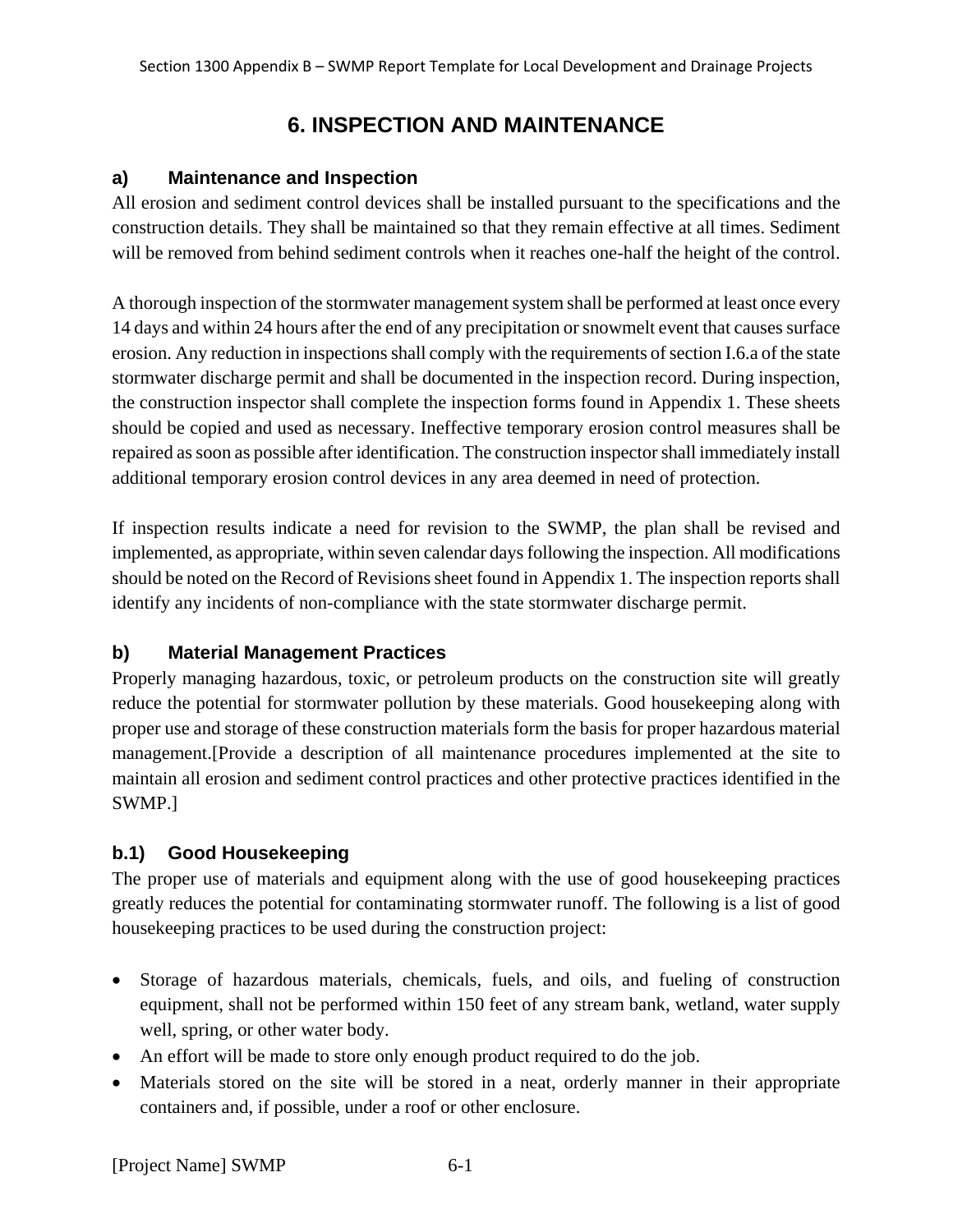# 6. INSPECTION AND MAINTENANCE

### a) Maintenance and Inspection

All erosion and sediment control devices shall be installed pursuant to the specifications and the construction details. They shall be maintained so that they remain effective at all times. Sediment will be removed from behind sediment controls when it reaches one-half the height of the control.

A thorough inspection of the stormwater management system shall be performed at least once every 14 days and within 24 hours after the end of any precipitation or snowmelt event that causes surface erosion. Any reduction in inspections shall comply with the requirements of section I.6.a of the state stormwater discharge permit and shall be documented in the inspection record. During inspection, the construction inspector shall complete the inspection forms found in Appendix 1. These sheets should be copied and used as necessary. Ineffective temporary erosion control measures shall be repaired as soon as possible after identification. The construction inspector shall immediately install additional temporary erosion control devices in any area deemed in need of protection.

If inspection results indicate a need for revision to the SWMP, the plan shall be revised and implemented, as appropriate, within seven calendar days following the inspection. All modifications should be noted on the Record of Revisions sheet found in Appendix 1. The inspection reports shall identify any incidents of non-compliance with the state stormwater discharge permit.

### b) Material Management Practices

Properly managing hazardous, toxic, or petroleum products on the construction site will greatly reduce the potential for stormwater pollution by these materials. Good housekeeping along with proper use and storage of these construction materials form the basis for proper hazardous material management.[Provide a description of all maintenance procedures implemented at the site to maintain all erosion and sediment control practices and other protective practices identified in the SWMP.]

### b.1) Good Housekeeping

The proper use of materials and equipment along with the use of good housekeeping practices greatly reduces the potential for contaminating stormwater runoff. The following is a list of good housekeeping practices to be used during the construction project:

- Storage of hazardous materials, chemicals, fuels, and oils, and fueling of construction equipment, shall not be performed within 150 feet of any stream bank, wetland, water supply well, spring, or other water body.
- An effort will be made to store only enough product required to do the job.
- Materials stored on the site will be stored in a neat, orderly manner in their appropriate containers and, if possible, under a roof or other enclosure.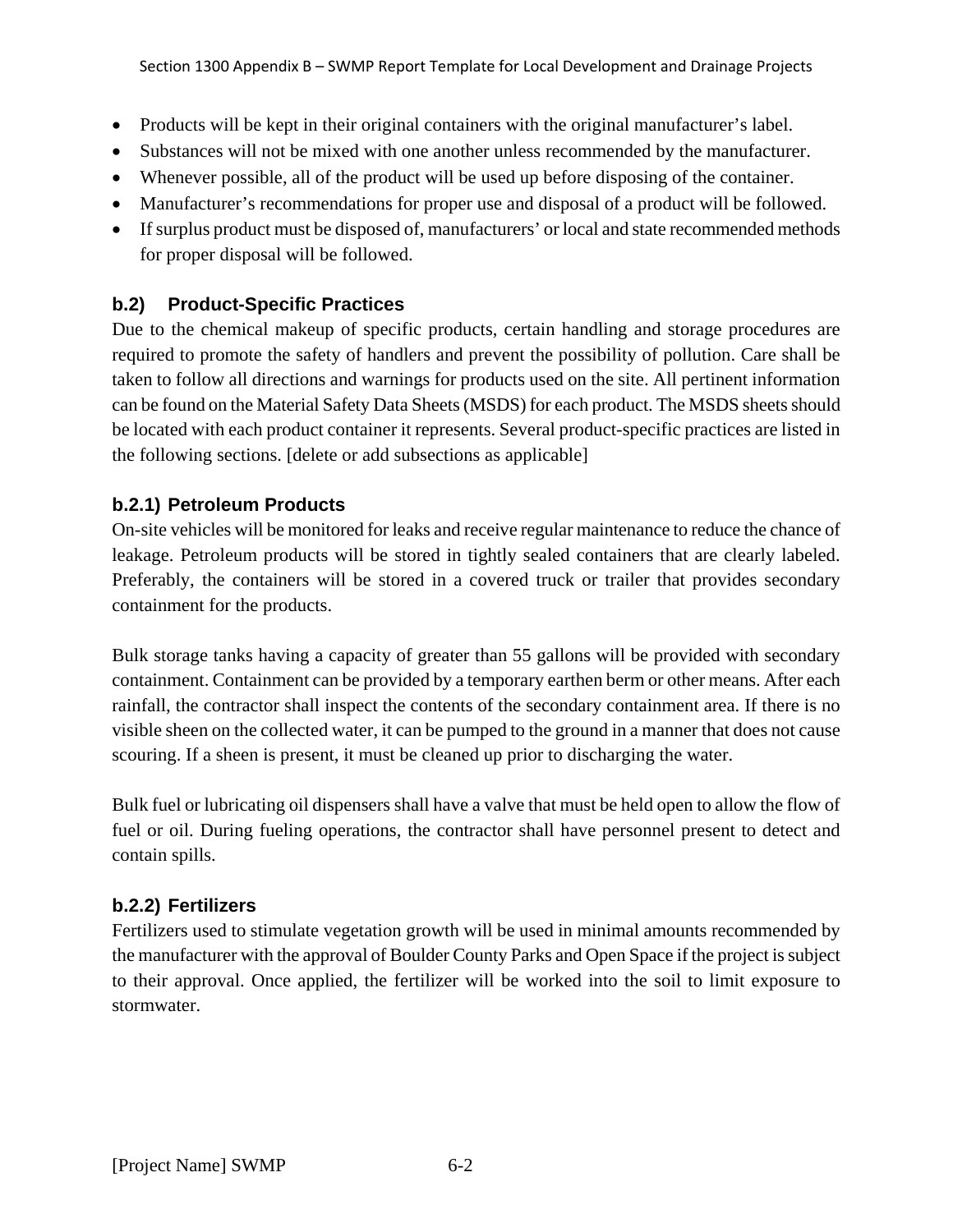- Products will be kept in their original containers with the original manufacturer's label.
- Substances will not be mixed with one another unless recommended by the manufacturer.
- Whenever possible, all of the product will be used up before disposing of the container.
- Manufacturer's recommendations for proper use and disposal of a product will be followed.
- If surplus product must be disposed of, manufacturers' or local and state recommended methods for proper disposal will be followed.

### b.2) Product-Specific Practices

Due to the chemical makeup of specific products, certain handling and storage procedures are required to promote the safety of handlers and prevent the possibility of pollution. Care shall be taken to follow all directions and warnings for products used on the site. All pertinent information can be found on the Material Safety Data Sheets (MSDS) for each product. The MSDS sheets should be located with each product container it represents. Several product-specific practices are listed in the following sections. [delete or add subsections as applicable]

#### b.2.1) Petroleum Products

On-site vehicles will be monitored for leaks and receive regular maintenance to reduce the chance of leakage. Petroleum products will be stored in tightly sealed containers that are clearly labeled. Preferably, the containers will be stored in a covered truck or trailer that provides secondary containment for the products.

Bulk storage tanks having a capacity of greater than 55 gallons will be provided with secondary containment. Containment can be provided by a temporary earthen berm or other means. After each rainfall, the contractor shall inspect the contents of the secondary containment area. If there is no visible sheen on the collected water, it can be pumped to the ground in a manner that does not cause scouring. If a sheen is present, it must be cleaned up prior to discharging the water.

Bulk fuel or lubricating oil dispensers shall have a valve that must be held open to allow the flow of fuel or oil. During fueling operations, the contractor shall have personnel present to detect and contain spills.

#### b.2.2) Fertilizers

Fertilizers used to stimulate vegetation growth will be used in minimal amounts recommended by the manufacturer with the approval of Boulder County Parks and Open Space if the project is subject to their approval. Once applied, the fertilizer will be worked into the soil to limit exposure to stormwater.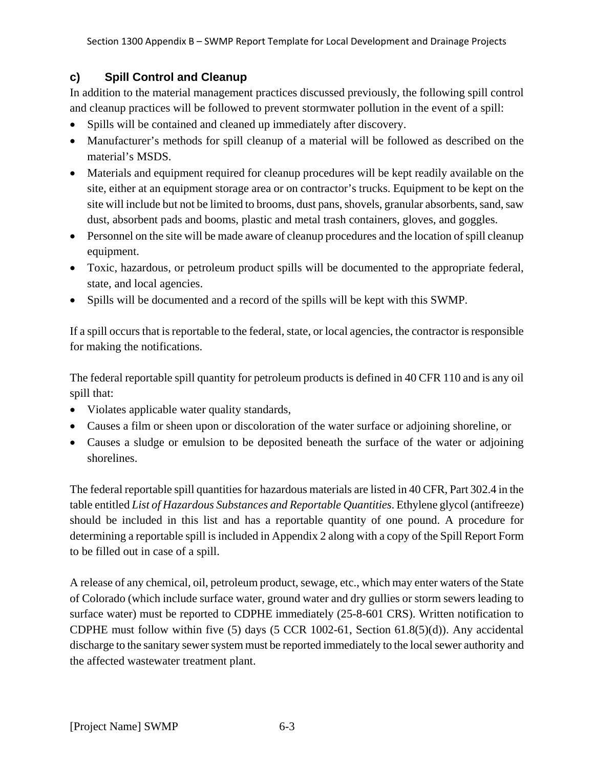### c) Spill Control and Cleanup

In addition to the material management practices discussed previously, the following spill control and cleanup practices will be followed to prevent stormwater pollution in the event of a spill:

- Spills will be contained and cleaned up immediately after discovery.
- Manufacturer's methods for spill cleanup of a material will be followed as described on the material's MSDS.
- Materials and equipment required for cleanup procedures will be kept readily available on the site, either at an equipment storage area or on contractor's trucks. Equipment to be kept on the site will include but not be limited to brooms, dust pans, shovels, granular absorbents, sand, saw dust, absorbent pads and booms, plastic and metal trash containers, gloves, and goggles.
- Personnel on the site will be made aware of cleanup procedures and the location of spill cleanup equipment.
- Toxic, hazardous, or petroleum product spills will be documented to the appropriate federal, state, and local agencies.
- Spills will be documented and a record of the spills will be kept with this SWMP.

If a spill occurs that is reportable to the federal, state, or local agencies, the contractor is responsible for making the notifications.

The federal reportable spill quantity for petroleum products is defined in 40 CFR 110 and is any oil spill that:

- Violates applicable water quality standards,
- Causes a film or sheen upon or discoloration of the water surface or adjoining shoreline, or
- Causes a sludge or emulsion to be deposited beneath the surface of the water or adjoining shorelines.

The federal reportable spill quantities for hazardous materials are listed in 40 CFR, Part 302.4 in the table entitled *List of Hazardous Substances and Reportable Quantities*. Ethylene glycol (antifreeze) should be included in this list and has a reportable quantity of one pound. A procedure for determining a reportable spill is included in Appendix 2 along with a copy of the Spill Report Form to be filled out in case of a spill.

A release of any chemical, oil, petroleum product, sewage, etc., which may enter waters of the State of Colorado (which include surface water, ground water and dry gullies or storm sewers leading to surface water) must be reported to CDPHE immediately (25-8-601 CRS). Written notification to CDPHE must follow within five (5) days (5 CCR 1002-61, Section 61.8(5)(d)). Any accidental discharge to the sanitary sewer system must be reported immediately to the local sewer authority and the affected wastewater treatment plant.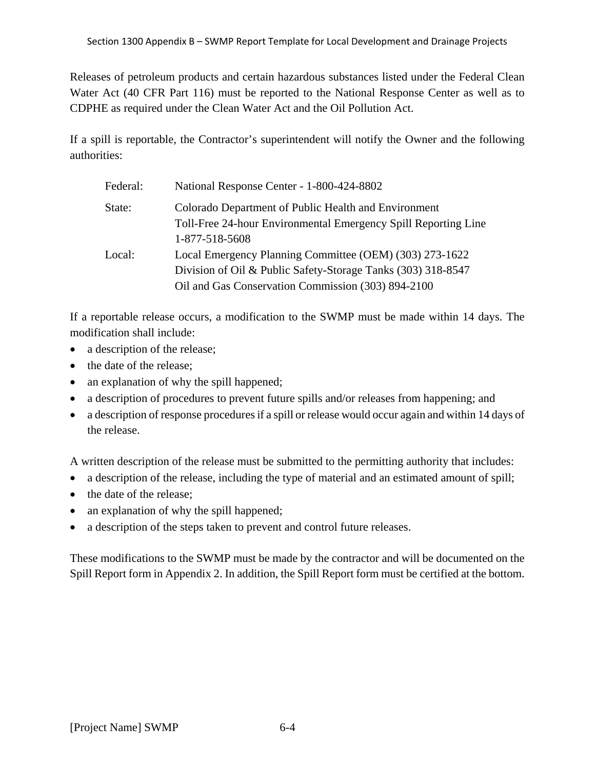Releases of petroleum products and certain hazardous substances listed under the Federal Clean Water Act (40 CFR Part 116) must be reported to the National Response Center as well as to CDPHE as required under the Clean Water Act and the Oil Pollution Act.

If a spill is reportable, the Contractor's superintendent will notify the Owner and the following authorities:

| | |
|---|---|
| Federal: | National Response Center - 1-800-424-8802 |
| State: | Colorado Department of Public Health and Environment<br>Toll-Free 24-hour Environmental Emergency Spill Reporting Line<br>1-877-518-5608 |
| Local: | Local Emergency Planning Committee (OEM) (303) 273-1622<br>Division of Oil & Public Safety-Storage Tanks (303) 318-8547<br>Oil and Gas Conservation Commission (303) 894-2100 |

If a reportable release occurs, a modification to the SWMP must be made within 14 days. The modification shall include:

- a description of the release;
- the date of the release;
- an explanation of why the spill happened;
- a description of procedures to prevent future spills and/or releases from happening; and
- a description of response procedures if a spill or release would occur again and within 14 days of the release.

A written description of the release must be submitted to the permitting authority that includes:

- a description of the release, including the type of material and an estimated amount of spill;
- the date of the release;
- an explanation of why the spill happened;
- a description of the steps taken to prevent and control future releases.

These modifications to the SWMP must be made by the contractor and will be documented on the Spill Report form in Appendix 2. In addition, the Spill Report form must be certified at the bottom.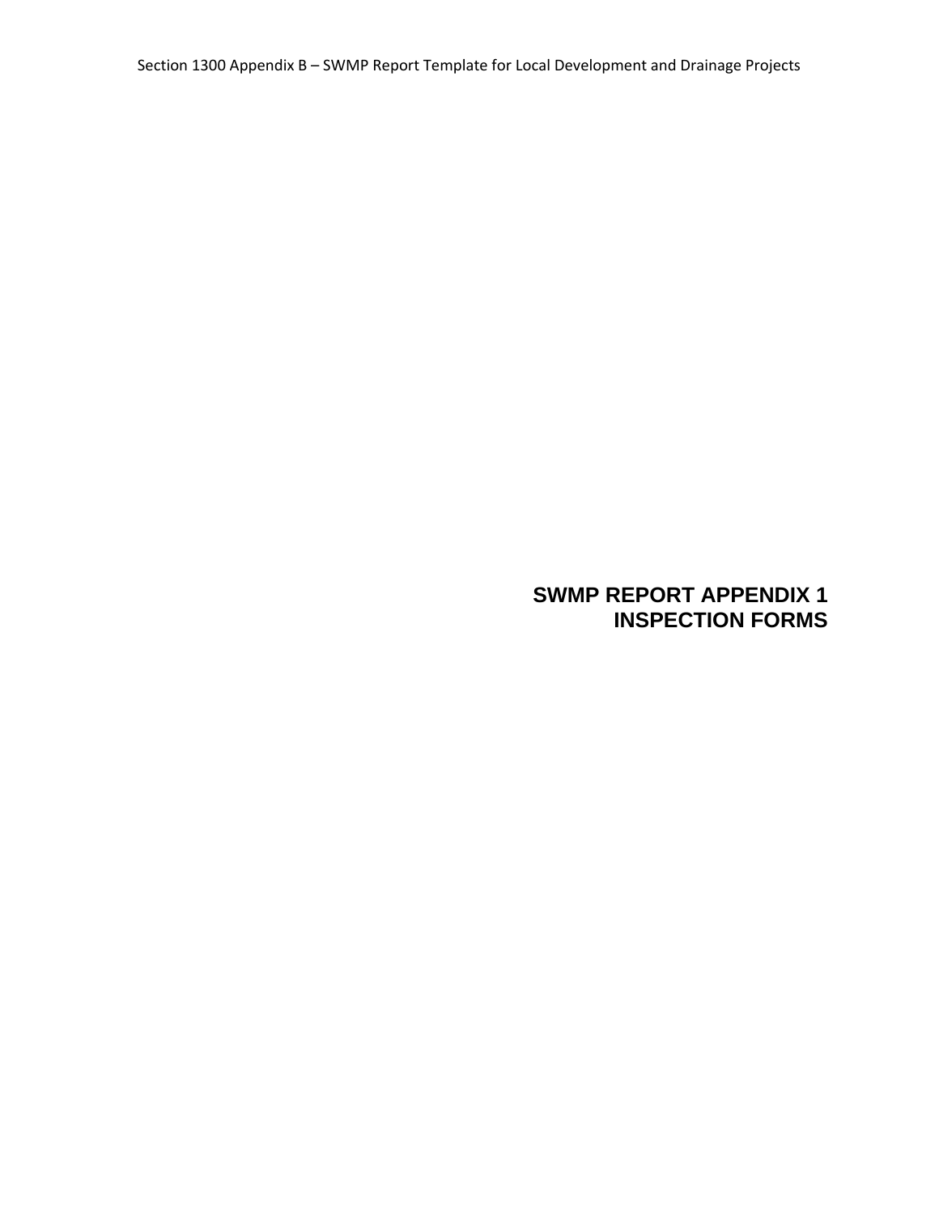# SWMP REPORT APPENDIX 1
# INSPECTION FORMS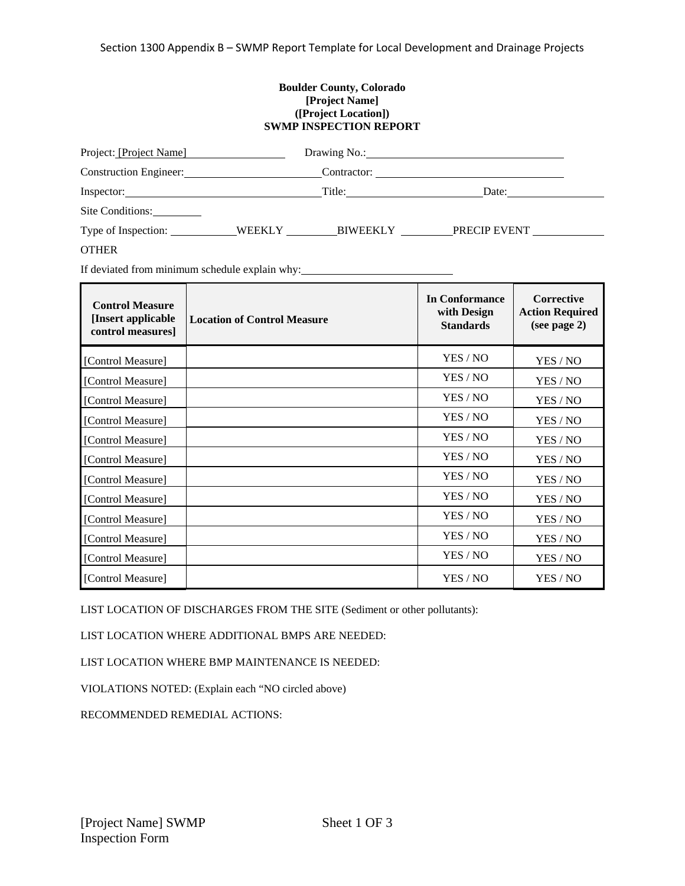**Boulder County, Colorado**
**[Project Name]**
**([Project Location])**
**SWMP INSPECTION REPORT**

Project: [Project Name] ______________ Drawing No.: ______________

Construction Engineer: ______________ Contractor: ______________

Inspector: ______________ Title: ______________ Date: ______________

Site Conditions: ______________

Type of Inspection: ______ WEEKLY ______ BIWEEKLY ______ PRECIP EVENT ______ OTHER

If deviated from minimum schedule explain why: ______________

| Control Measure [Insert applicable control measures] | Location of Control Measure | In Conformance with Design Standards | Corrective Action Required (see page 2) |
|---|---|---|---|
| [Control Measure] | | YES / NO | YES / NO |
| [Control Measure] | | YES / NO | YES / NO |
| [Control Measure] | | YES / NO | YES / NO |
| [Control Measure] | | YES / NO | YES / NO |
| [Control Measure] | | YES / NO | YES / NO |
| [Control Measure] | | YES / NO | YES / NO |
| [Control Measure] | | YES / NO | YES / NO |
| [Control Measure] | | YES / NO | YES / NO |
| [Control Measure] | | YES / NO | YES / NO |
| [Control Measure] | | YES / NO | YES / NO |
| [Control Measure] | | YES / NO | YES / NO |
| [Control Measure] | | YES / NO | YES / NO |

LIST LOCATION OF DISCHARGES FROM THE SITE (Sediment or other pollutants):

LIST LOCATION WHERE ADDITIONAL BMPS ARE NEEDED:

LIST LOCATION WHERE BMP MAINTENANCE IS NEEDED:

VIOLATIONS NOTED: (Explain each "NO circled above)

RECOMMENDED REMEDIAL ACTIONS: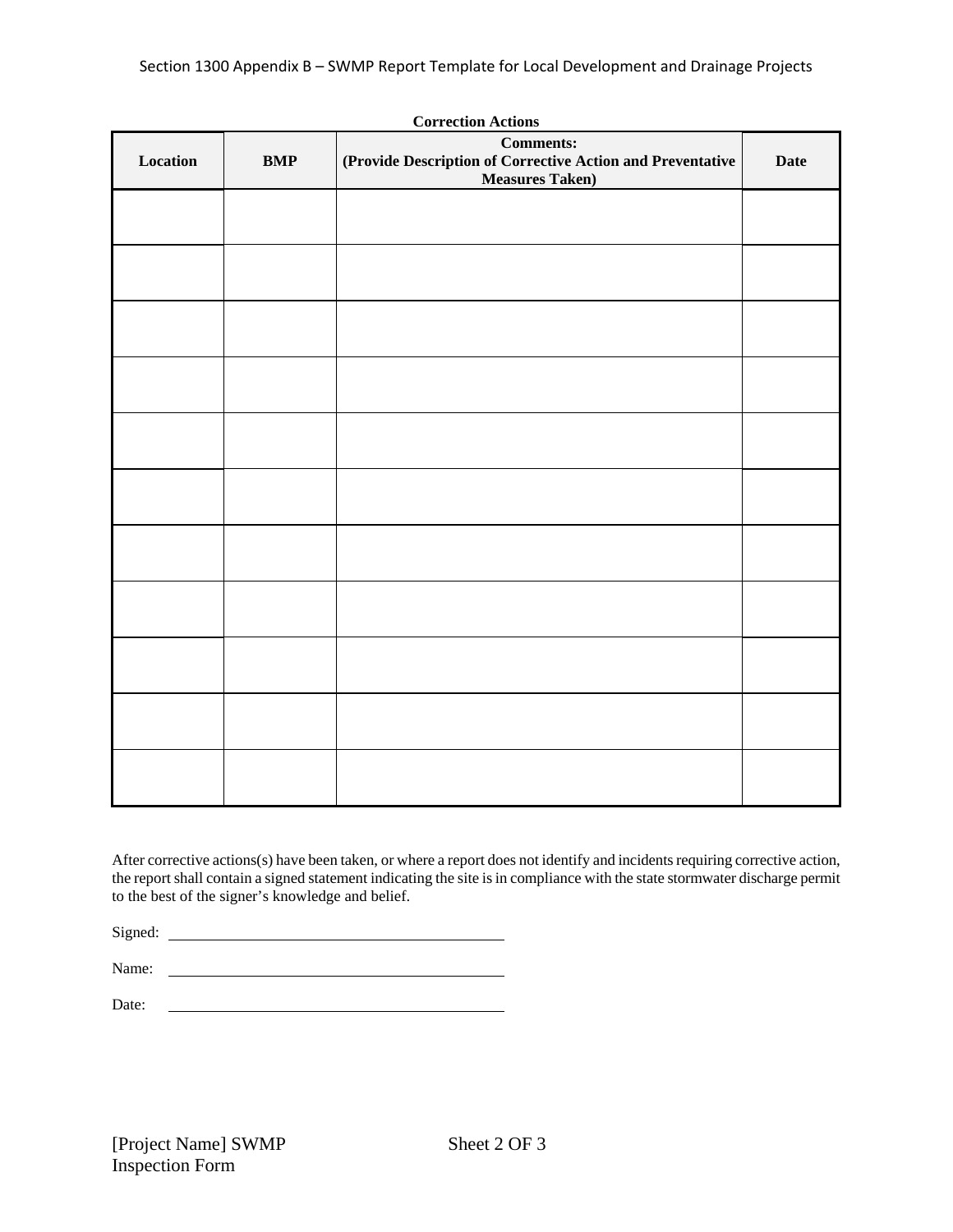**Correction Actions**

| Location | BMP | Comments: (Provide Description of Corrective Action and Preventative Measures Taken) | Date |
|---|---|---|---|
| | | | |
| | | | |
| | | | |
| | | | |
| | | | |
| | | | |
| | | | |
| | | | |
| | | | |
| | | | |
| | | | |

After corrective actions(s) have been taken, or where a report does not identify and incidents requiring corrective action, the report shall contain a signed statement indicating the site is in compliance with the state stormwater discharge permit to the best of the signer's knowledge and belief.

Signed: ______________________________

Name: ______________________________

Date: ______________________________

[Project Name] SWMP Inspection Form

Sheet 2 OF 3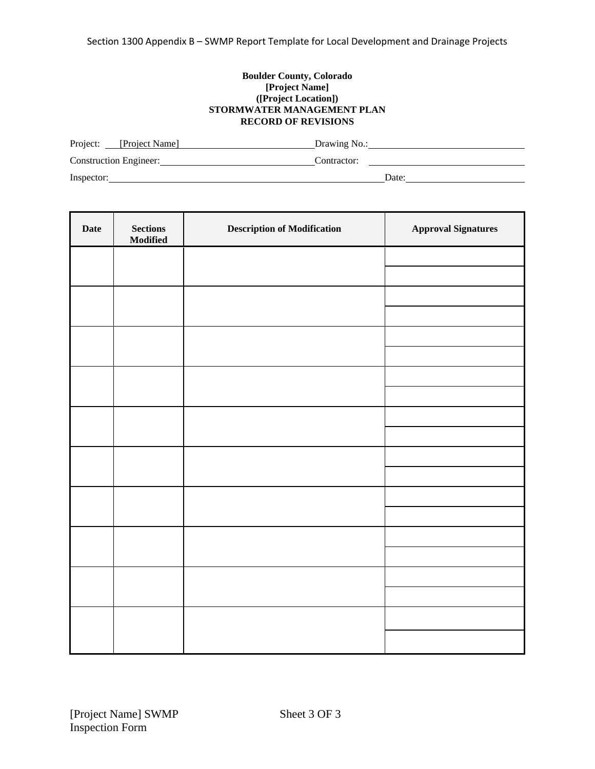**Boulder County, Colorado**
**[Project Name]**
**([Project Location])**
**STORMWATER MANAGEMENT PLAN**
**RECORD OF REVISIONS**

Project: [Project Name] ____________________ Drawing No.: ____________________

Construction Engineer: ____________________ Contractor: ____________________

Inspector: ____________________ Date: ____________________

| Date | Sections Modified | Description of Modification | Approval Signatures |
|---|---|---|---|
| | | | |
| | | | |
| | | | |
| | | | |
| | | | |
| | | | |
| | | | |
| | | | |
| | | | |
| | | | |
| | | | |
| | | | |
| | | | |
| | | | |
| | | | |
| | | | |
| | | | |
| | | | |
| | | | |
| | | | |

[Project Name] SWMP Inspection Form

Sheet 3 OF 3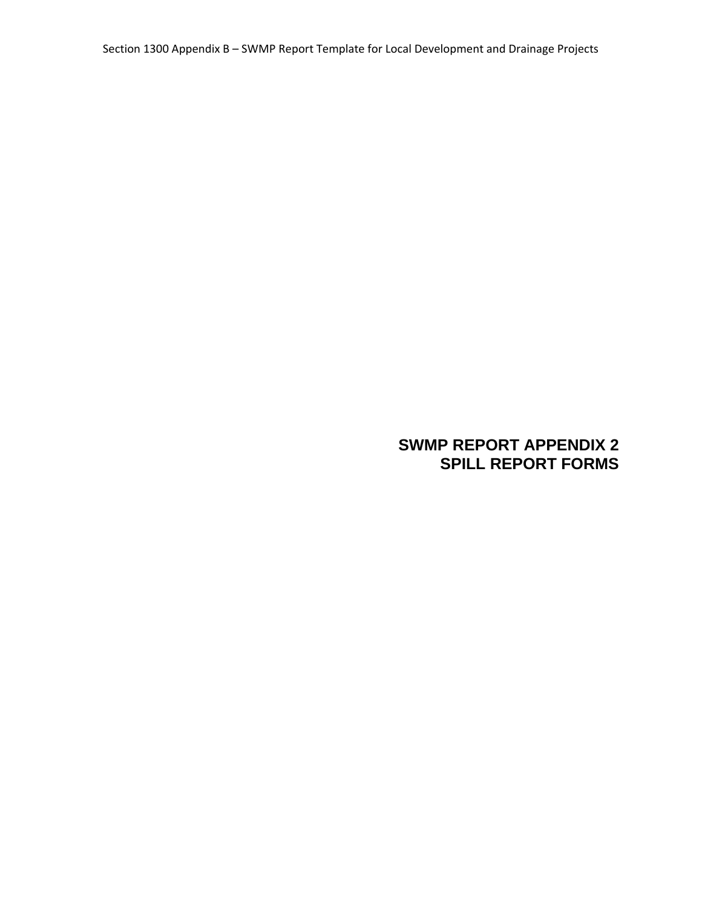# SWMP REPORT APPENDIX 2
# SPILL REPORT FORMS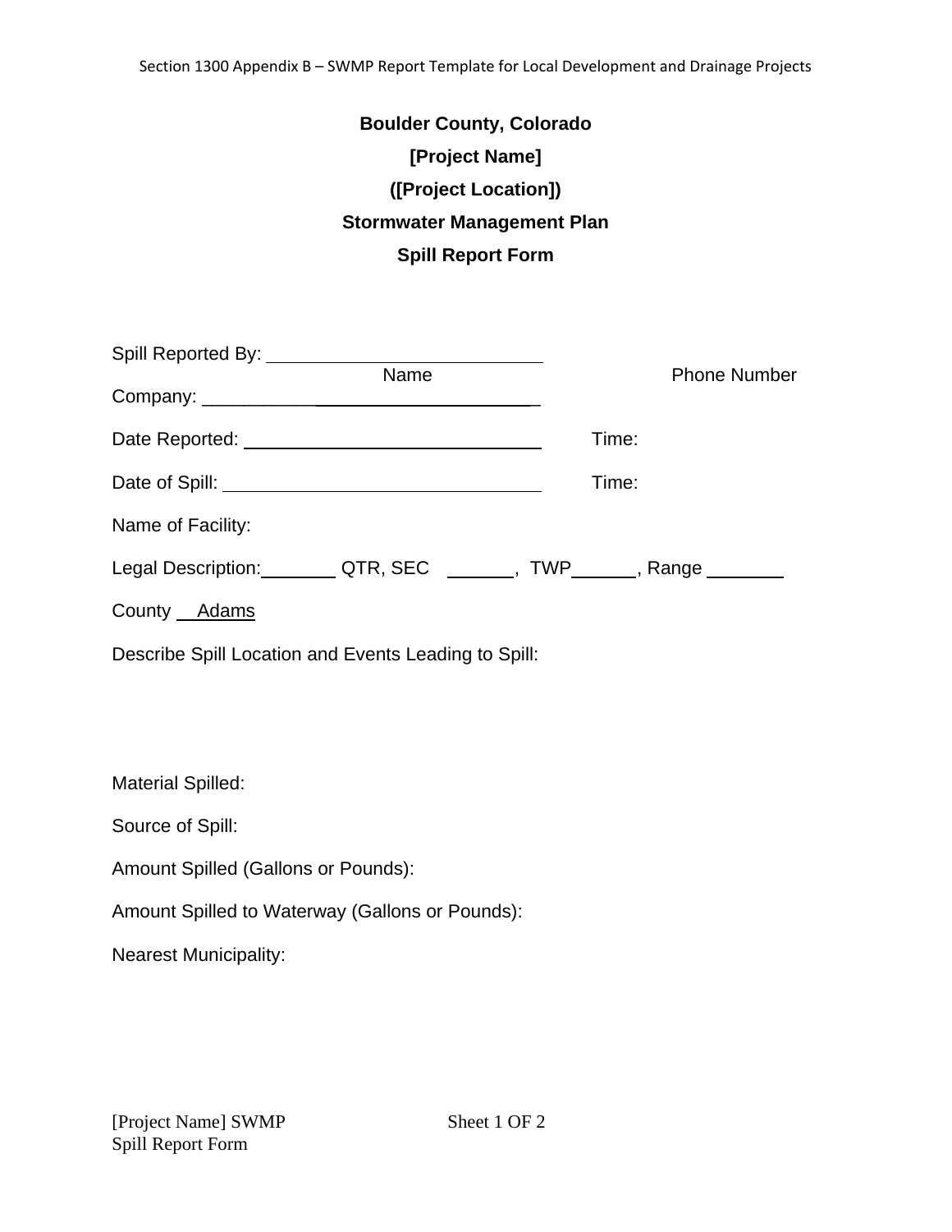**Boulder County, Colorado**

**[Project Name]**

**([Project Location])**

**Stormwater Management Plan**

**Spill Report Form**

Spill Reported By: ______________________________
Name Phone Number

Company: ______________________________

Date Reported: ______________________________ Time:

Date of Spill: ______________________________ Time:

Name of Facility:

Legal Description: ________ QTR, SEC ________, TWP ________, Range ________

County Adams

Describe Spill Location and Events Leading to Spill:

Material Spilled:

Source of Spill:

Amount Spilled (Gallons or Pounds):

Amount Spilled to Waterway (Gallons or Pounds):

Nearest Municipality:

[Project Name] SWMP Sheet 1 OF 2
Spill Report Form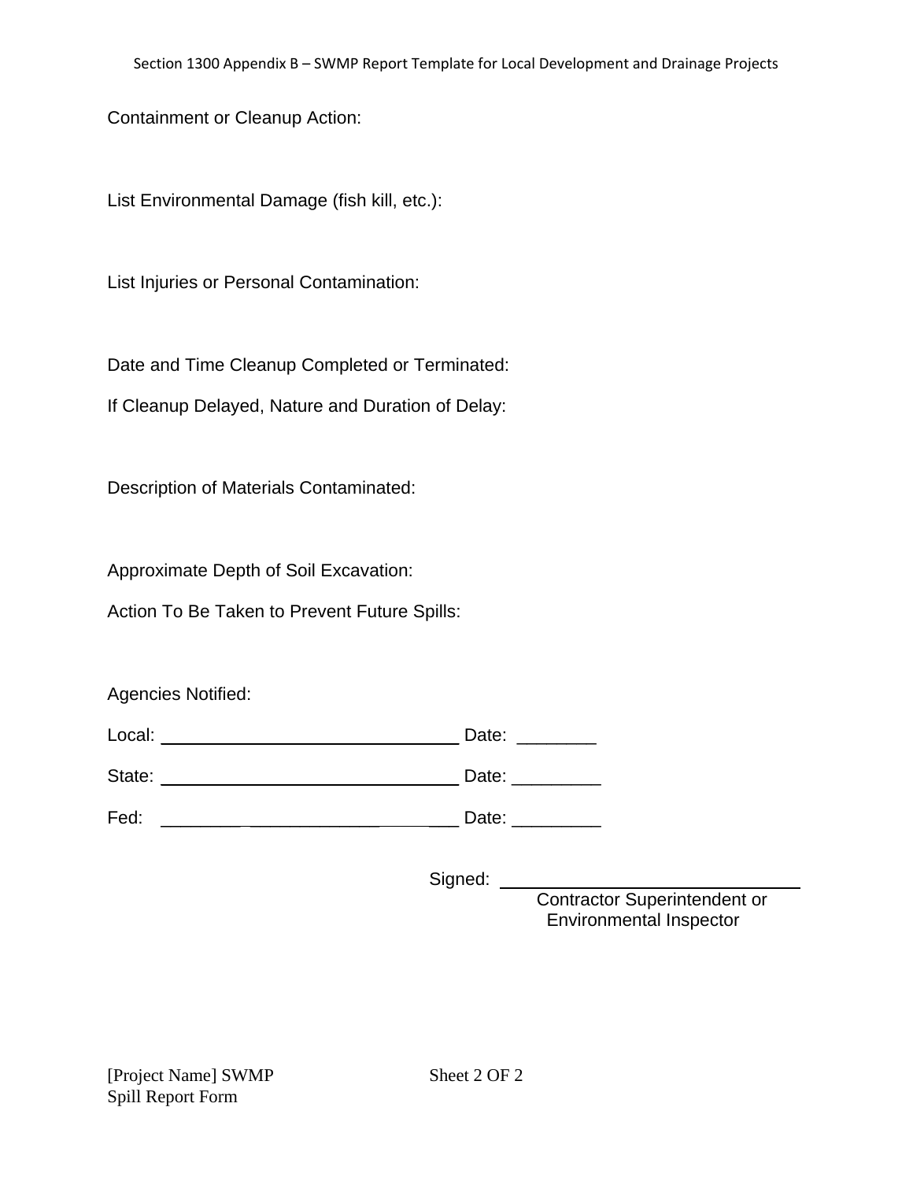Containment or Cleanup Action:

List Environmental Damage (fish kill, etc.):

List Injuries or Personal Contamination:

Date and Time Cleanup Completed or Terminated:

If Cleanup Delayed, Nature and Duration of Delay:

Description of Materials Contaminated:

Approximate Depth of Soil Excavation:

Action To Be Taken to Prevent Future Spills:

Agencies Notified:

Local: ______________________________ Date: ________

State: ______________________________ Date: _________

Fed: ______________________________ Date: _________

Signed: ______________________________
Contractor Superintendent or
Environmental Inspector

[Project Name] SWMP
Spill Report Form

Sheet 2 OF 2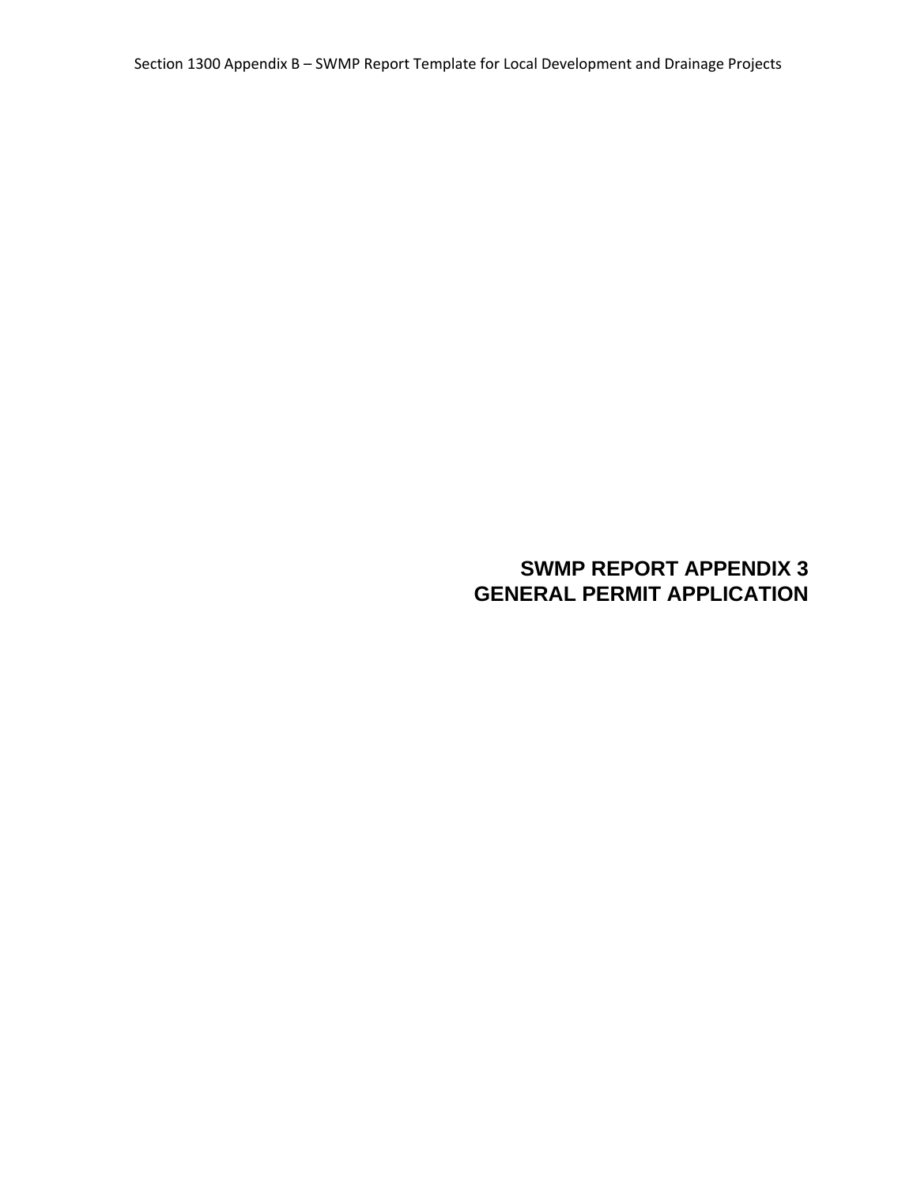# SWMP REPORT APPENDIX 3
# GENERAL PERMIT APPLICATION